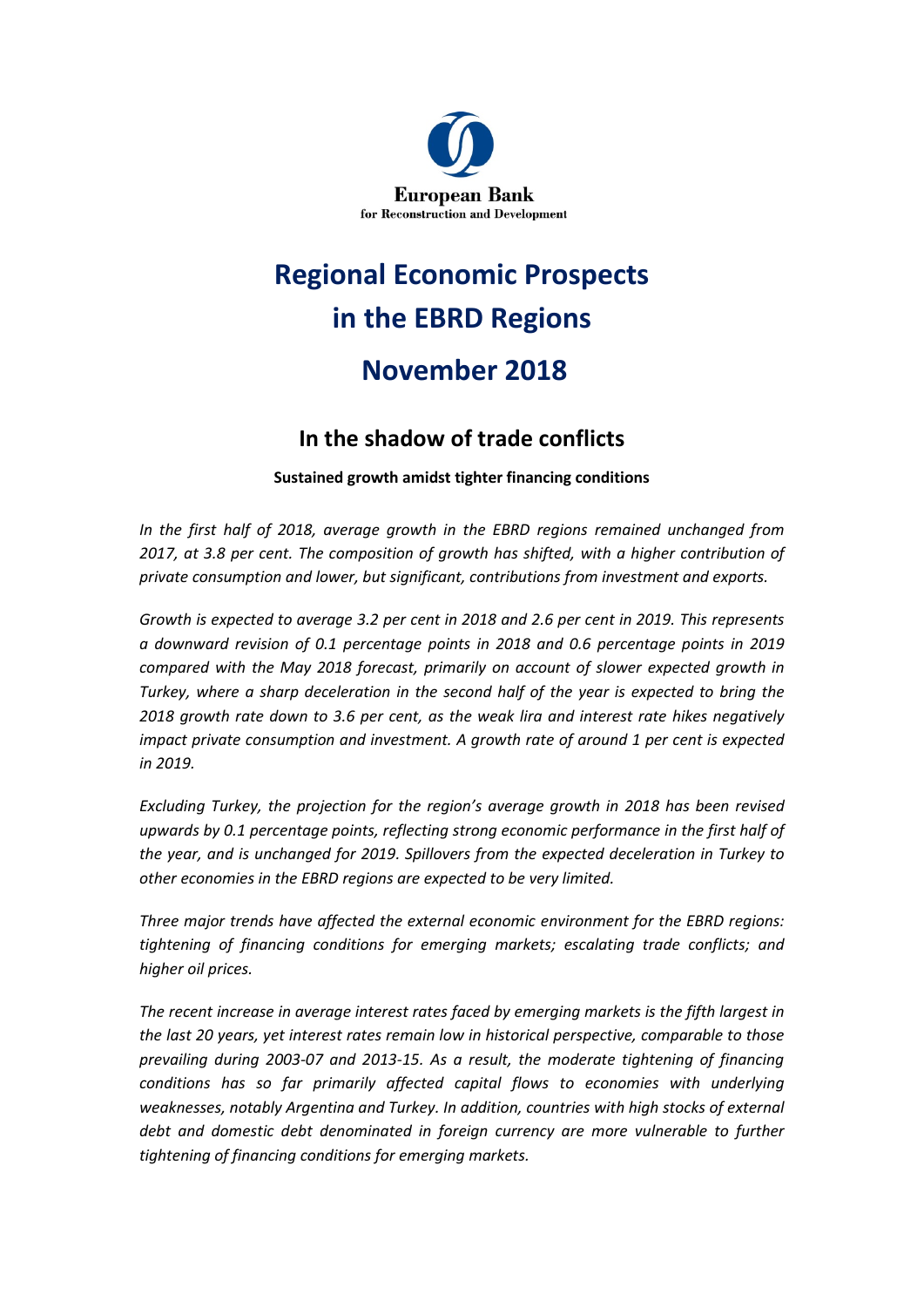European Bank
for Reconstruction and Development

# Regional Economic Prospects in the EBRD Regions

# November 2018

## In the shadow of trade conflicts

**Sustained growth amidst tighter financing conditions**

*In the first half of 2018, average growth in the EBRD regions remained unchanged from 2017, at 3.8 per cent. The composition of growth has shifted, with a higher contribution of private consumption and lower, but significant, contributions from investment and exports.*

*Growth is expected to average 3.2 per cent in 2018 and 2.6 per cent in 2019. This represents a downward revision of 0.1 percentage points in 2018 and 0.6 percentage points in 2019 compared with the May 2018 forecast, primarily on account of slower expected growth in Turkey, where a sharp deceleration in the second half of the year is expected to bring the 2018 growth rate down to 3.6 per cent, as the weak lira and interest rate hikes negatively impact private consumption and investment. A growth rate of around 1 per cent is expected in 2019.*

*Excluding Turkey, the projection for the region's average growth in 2018 has been revised upwards by 0.1 percentage points, reflecting strong economic performance in the first half of the year, and is unchanged for 2019. Spillovers from the expected deceleration in Turkey to other economies in the EBRD regions are expected to be very limited.*

*Three major trends have affected the external economic environment for the EBRD regions: tightening of financing conditions for emerging markets; escalating trade conflicts; and higher oil prices.*

*The recent increase in average interest rates faced by emerging markets is the fifth largest in the last 20 years, yet interest rates remain low in historical perspective, comparable to those prevailing during 2003-07 and 2013-15. As a result, the moderate tightening of financing conditions has so far primarily affected capital flows to economies with underlying weaknesses, notably Argentina and Turkey. In addition, countries with high stocks of external debt and domestic debt denominated in foreign currency are more vulnerable to further tightening of financing conditions for emerging markets.*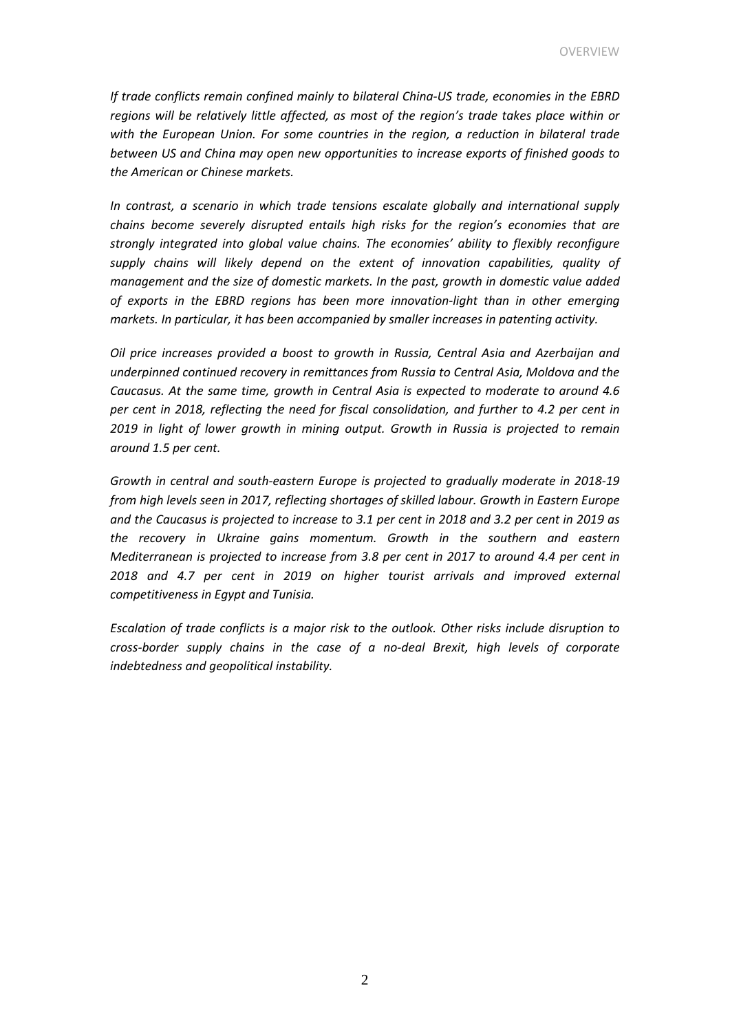*If trade conflicts remain confined mainly to bilateral China-US trade, economies in the EBRD regions will be relatively little affected, as most of the region's trade takes place within or with the European Union. For some countries in the region, a reduction in bilateral trade between US and China may open new opportunities to increase exports of finished goods to the American or Chinese markets.*

*In contrast, a scenario in which trade tensions escalate globally and international supply chains become severely disrupted entails high risks for the region's economies that are strongly integrated into global value chains. The economies' ability to flexibly reconfigure supply chains will likely depend on the extent of innovation capabilities, quality of management and the size of domestic markets. In the past, growth in domestic value added of exports in the EBRD regions has been more innovation-light than in other emerging markets. In particular, it has been accompanied by smaller increases in patenting activity.*

*Oil price increases provided a boost to growth in Russia, Central Asia and Azerbaijan and underpinned continued recovery in remittances from Russia to Central Asia, Moldova and the Caucasus. At the same time, growth in Central Asia is expected to moderate to around 4.6 per cent in 2018, reflecting the need for fiscal consolidation, and further to 4.2 per cent in 2019 in light of lower growth in mining output. Growth in Russia is projected to remain around 1.5 per cent.*

*Growth in central and south-eastern Europe is projected to gradually moderate in 2018-19 from high levels seen in 2017, reflecting shortages of skilled labour. Growth in Eastern Europe and the Caucasus is projected to increase to 3.1 per cent in 2018 and 3.2 per cent in 2019 as the recovery in Ukraine gains momentum. Growth in the southern and eastern Mediterranean is projected to increase from 3.8 per cent in 2017 to around 4.4 per cent in 2018 and 4.7 per cent in 2019 on higher tourist arrivals and improved external competitiveness in Egypt and Tunisia.*

*Escalation of trade conflicts is a major risk to the outlook. Other risks include disruption to cross-border supply chains in the case of a no-deal Brexit, high levels of corporate indebtedness and geopolitical instability.*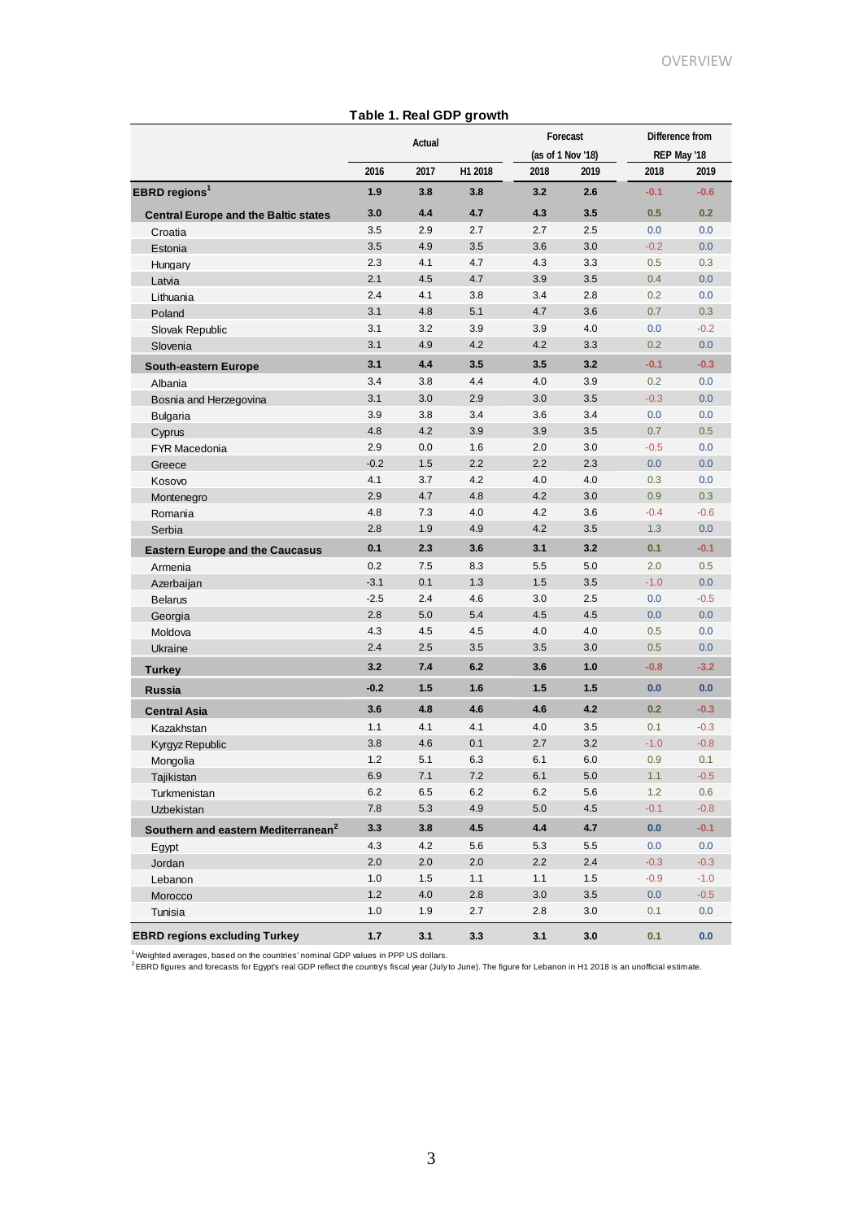**Table 1. Real GDP growth**

| | Actual | | | Forecast (as of 1 Nov '18) | | Difference from REP May '18 | |
|---|---|---|---|---|---|---|---|
| | 2016 | 2017 | H1 2018 | 2018 | 2019 | 2018 | 2019 |
| **EBRD regions[1]** | **1.9** | **3.8** | **3.8** | **3.2** | **2.6** | **-0.1** | **-0.6** |
| **Central Europe and the Baltic states** | **3.0** | **4.4** | **4.7** | **4.3** | **3.5** | **0.5** | **0.2** |
| Croatia | 3.5 | 2.9 | 2.7 | 2.7 | 2.5 | 0.0 | 0.0 |
| Estonia | 3.5 | 4.9 | 3.5 | 3.6 | 3.0 | -0.2 | 0.0 |
| Hungary | 2.3 | 4.1 | 4.7 | 4.3 | 3.3 | 0.5 | 0.3 |
| Latvia | 2.1 | 4.5 | 4.7 | 3.9 | 3.5 | 0.4 | 0.0 |
| Lithuania | 2.4 | 4.1 | 3.8 | 3.4 | 2.8 | 0.2 | 0.0 |
| Poland | 3.1 | 4.8 | 5.1 | 4.7 | 3.6 | 0.7 | 0.3 |
| Slovak Republic | 3.1 | 3.2 | 3.9 | 3.9 | 4.0 | 0.0 | -0.2 |
| Slovenia | 3.1 | 4.9 | 4.2 | 4.2 | 3.3 | 0.2 | 0.0 |
| **South-eastern Europe** | **3.1** | **4.4** | **3.5** | **3.5** | **3.2** | **-0.1** | **-0.3** |
| Albania | 3.4 | 3.8 | 4.4 | 4.0 | 3.9 | 0.2 | 0.0 |
| Bosnia and Herzegovina | 3.1 | 3.0 | 2.9 | 3.0 | 3.5 | -0.3 | 0.0 |
| Bulgaria | 3.9 | 3.8 | 3.4 | 3.6 | 3.4 | 0.0 | 0.0 |
| Cyprus | 4.8 | 4.2 | 3.9 | 3.9 | 3.5 | 0.7 | 0.5 |
| FYR Macedonia | 2.9 | 0.0 | 1.6 | 2.0 | 3.0 | -0.5 | 0.0 |
| Greece | -0.2 | 1.5 | 2.2 | 2.2 | 2.3 | 0.0 | 0.0 |
| Kosovo | 4.1 | 3.7 | 4.2 | 4.0 | 4.0 | 0.3 | 0.0 |
| Montenegro | 2.9 | 4.7 | 4.8 | 4.2 | 3.0 | 0.9 | 0.3 |
| Romania | 4.8 | 7.3 | 4.0 | 4.2 | 3.6 | -0.4 | -0.6 |
| Serbia | 2.8 | 1.9 | 4.9 | 4.2 | 3.5 | 1.3 | 0.0 |
| **Eastern Europe and the Caucasus** | **0.1** | **2.3** | **3.6** | **3.1** | **3.2** | **0.1** | **-0.1** |
| Armenia | 0.2 | 7.5 | 8.3 | 5.5 | 5.0 | 2.0 | 0.5 |
| Azerbaijan | -3.1 | 0.1 | 1.3 | 1.5 | 3.5 | -1.0 | 0.0 |
| Belarus | -2.5 | 2.4 | 4.6 | 3.0 | 2.5 | 0.0 | -0.5 |
| Georgia | 2.8 | 5.0 | 5.4 | 4.5 | 4.5 | 0.0 | 0.0 |
| Moldova | 4.3 | 4.5 | 4.5 | 4.0 | 4.0 | 0.5 | 0.0 |
| Ukraine | 2.4 | 2.5 | 3.5 | 3.5 | 3.0 | 0.5 | 0.0 |
| **Turkey** | **3.2** | **7.4** | **6.2** | **3.6** | **1.0** | **-0.8** | **-3.2** |
| **Russia** | **-0.2** | **1.5** | **1.6** | **1.5** | **1.5** | **0.0** | **0.0** |
| **Central Asia** | **3.6** | **4.8** | **4.6** | **4.6** | **4.2** | **0.2** | **-0.3** |
| Kazakhstan | 1.1 | 4.1 | 4.1 | 4.0 | 3.5 | 0.1 | -0.3 |
| Kyrgyz Republic | 3.8 | 4.6 | 0.1 | 2.7 | 3.2 | -1.0 | -0.8 |
| Mongolia | 1.2 | 5.1 | 6.3 | 6.1 | 6.0 | 0.9 | 0.1 |
| Tajikistan | 6.9 | 7.1 | 7.2 | 6.1 | 5.0 | 1.1 | -0.5 |
| Turkmenistan | 6.2 | 6.5 | 6.2 | 6.2 | 5.6 | 1.2 | 0.6 |
| Uzbekistan | 7.8 | 5.3 | 4.9 | 5.0 | 4.5 | -0.1 | -0.8 |
| **Southern and eastern Mediterranean[2]** | **3.3** | **3.8** | **4.5** | **4.4** | **4.7** | **0.0** | **-0.1** |
| Egypt | 4.3 | 4.2 | 5.6 | 5.3 | 5.5 | 0.0 | 0.0 |
| Jordan | 2.0 | 2.0 | 2.0 | 2.2 | 2.4 | -0.3 | -0.3 |
| Lebanon | 1.0 | 1.5 | 1.1 | 1.1 | 1.5 | -0.9 | -1.0 |
| Morocco | 1.2 | 4.0 | 2.8 | 3.0 | 3.5 | 0.0 | -0.5 |
| Tunisia | 1.0 | 1.9 | 2.7 | 2.8 | 3.0 | 0.1 | 0.0 |
| **EBRD regions excluding Turkey** | **1.7** | **3.1** | **3.3** | **3.1** | **3.0** | **0.1** | **0.0** |

[1] Weighted averages, based on the countries' nominal GDP values in PPP US dollars.
[2] EBRD figures and forecasts for Egypt's real GDP reflect the country's fiscal year (July to June). The figure for Lebanon in H1 2018 is an unofficial estimate.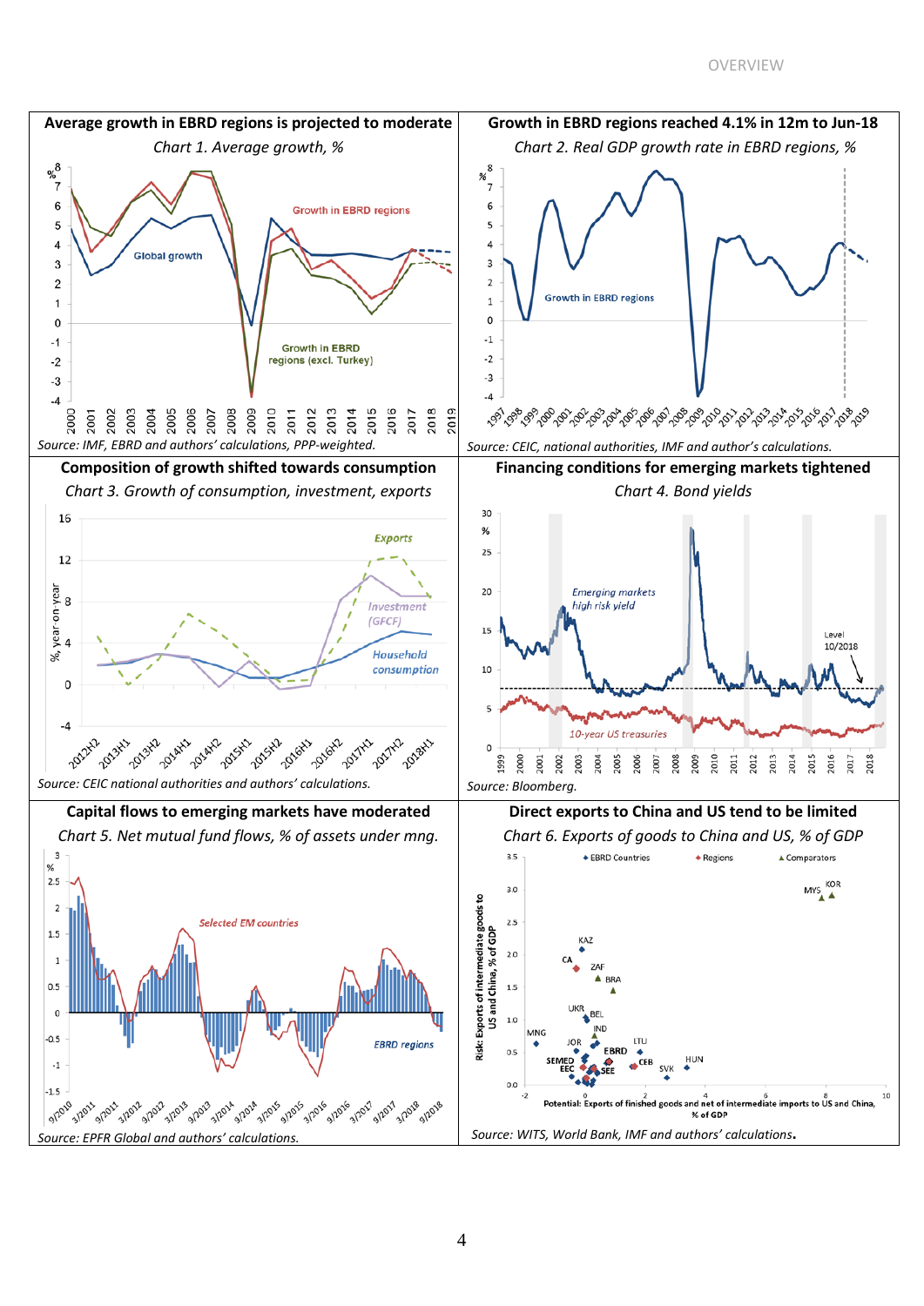**Average growth in EBRD regions is projected to moderate**

*Chart 1. Average growth, %*

Source: IMF, EBRD and authors' calculations, PPP-weighted.

**Growth in EBRD regions reached 4.1% in 12m to Jun-18**

*Chart 2. Real GDP growth rate in EBRD regions, %*

Source: CEIC, national authorities, IMF and author's calculations.

**Composition of growth shifted towards consumption**

*Chart 3. Growth of consumption, investment, exports*

Source: CEIC national authorities and authors' calculations.

**Financing conditions for emerging markets tightened**

*Chart 4. Bond yields*

Source: Bloomberg.

**Capital flows to emerging markets have moderated**

*Chart 5. Net mutual fund flows, % of assets under mng.*

Source: EPFR Global and authors' calculations.

**Direct exports to China and US tend to be limited**

*Chart 6. Exports of goods to China and US, % of GDP*

Source: WITS, World Bank, IMF and authors' calculations.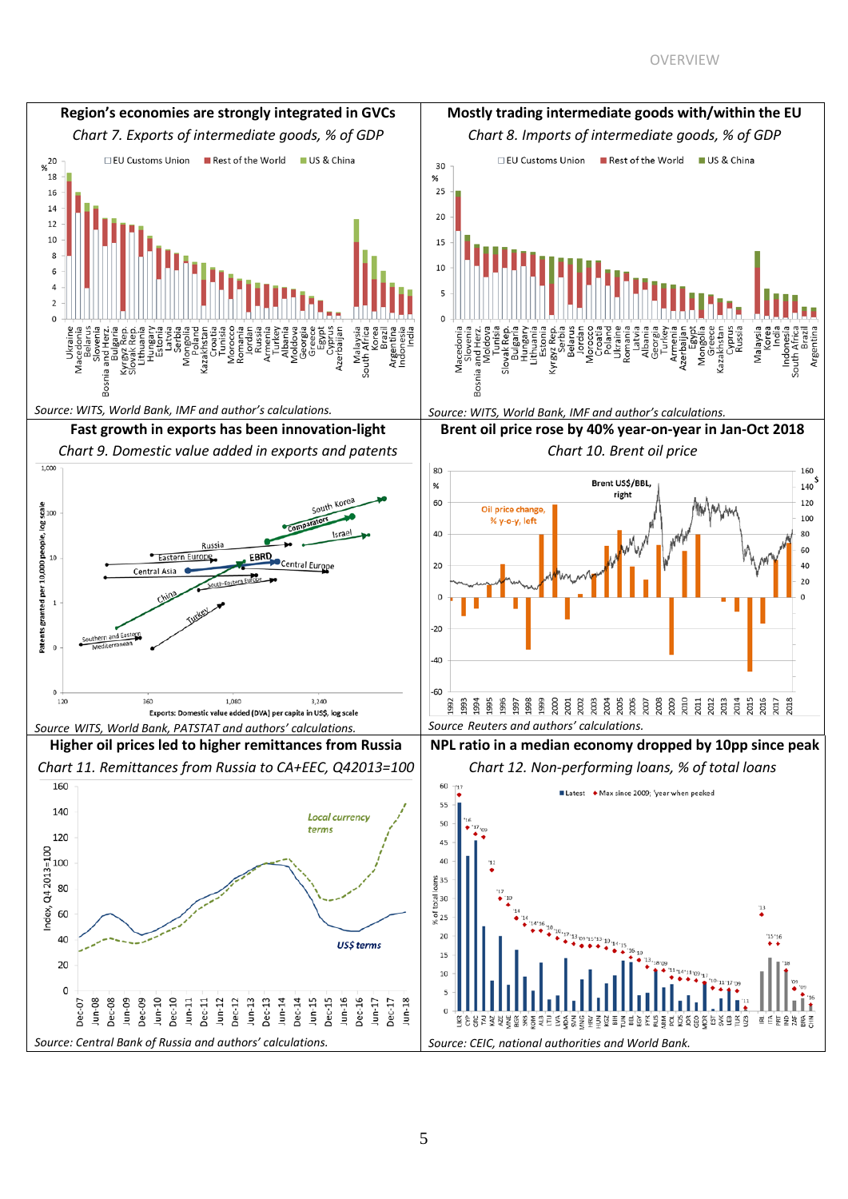**Region's economies are strongly integrated in GVCs**

*Chart 7. Exports of intermediate goods, % of GDP*

*Source: WITS, World Bank, IMF and author's calculations.*

**Mostly trading intermediate goods with/within the EU**

*Chart 8. Imports of intermediate goods, % of GDP*

*Source: WITS, World Bank, IMF and author's calculations.*

**Fast growth in exports has been innovation-light**

*Chart 9. Domestic value added in exports and patents*

*Source WITS, World Bank, PATSTAT and authors' calculations.*

**Brent oil price rose by 40% year-on-year in Jan-Oct 2018**

*Chart 10. Brent oil price*

*Source Reuters and authors' calculations.*

**Higher oil prices led to higher remittances from Russia**

*Chart 11. Remittances from Russia to CA+EEC, Q42013=100*

*Source: Central Bank of Russia and authors' calculations.*

**NPL ratio in a median economy dropped by 10pp since peak**

*Chart 12. Non-performing loans, % of total loans*

*Source: CEIC, national authorities and World Bank.*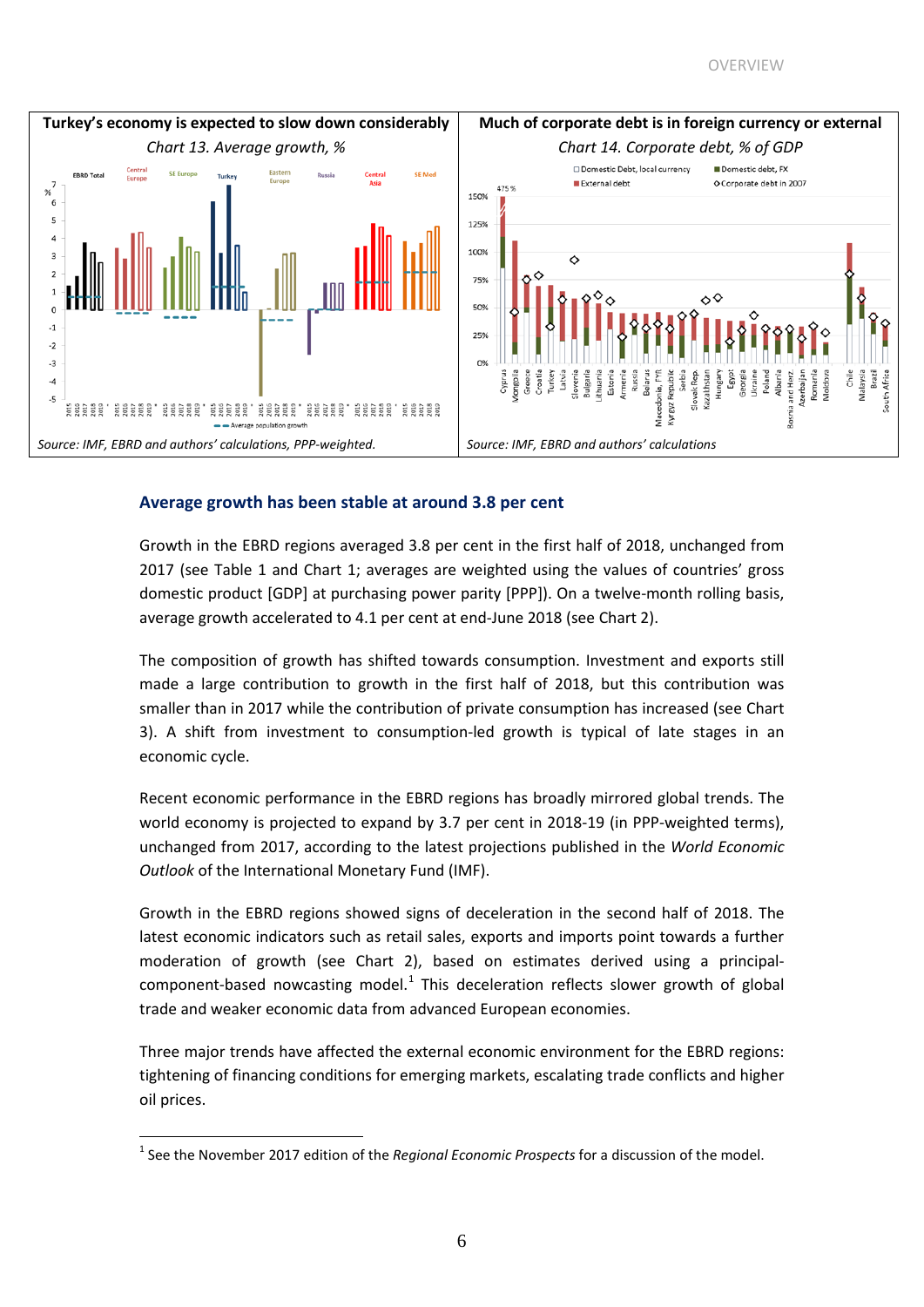**Turkey's economy is expected to slow down considerably**

*Chart 13. Average growth, %*

*Source: IMF, EBRD and authors' calculations, PPP-weighted.*

**Much of corporate debt is in foreign currency or external**

*Chart 14. Corporate debt, % of GDP*

*Source: IMF, EBRD and authors' calculations*

### Average growth has been stable at around 3.8 per cent

Growth in the EBRD regions averaged 3.8 per cent in the first half of 2018, unchanged from 2017 (see Table 1 and Chart 1; averages are weighted using the values of countries' gross domestic product [GDP] at purchasing power parity [PPP]). On a twelve-month rolling basis, average growth accelerated to 4.1 per cent at end-June 2018 (see Chart 2).

The composition of growth has shifted towards consumption. Investment and exports still made a large contribution to growth in the first half of 2018, but this contribution was smaller than in 2017 while the contribution of private consumption has increased (see Chart 3). A shift from investment to consumption-led growth is typical of late stages in an economic cycle.

Recent economic performance in the EBRD regions has broadly mirrored global trends. The world economy is projected to expand by 3.7 per cent in 2018-19 (in PPP-weighted terms), unchanged from 2017, according to the latest projections published in the *World Economic Outlook* of the International Monetary Fund (IMF).

Growth in the EBRD regions showed signs of deceleration in the second half of 2018. The latest economic indicators such as retail sales, exports and imports point towards a further moderation of growth (see Chart 2), based on estimates derived using a principal-component-based nowcasting model.[1] This deceleration reflects slower growth of global trade and weaker economic data from advanced European economies.

Three major trends have affected the external economic environment for the EBRD regions: tightening of financing conditions for emerging markets, escalating trade conflicts and higher oil prices.

[1] See the November 2017 edition of the *Regional Economic Prospects* for a discussion of the model.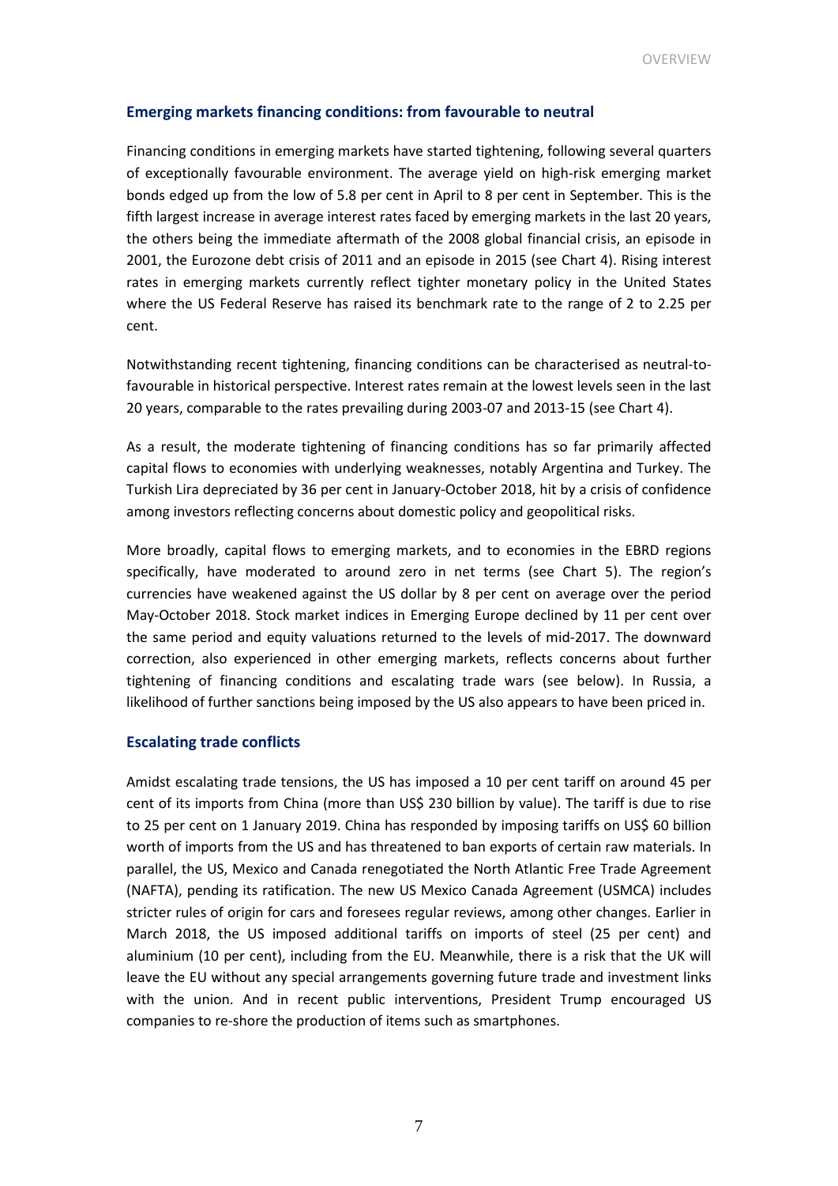## Emerging markets financing conditions: from favourable to neutral

Financing conditions in emerging markets have started tightening, following several quarters of exceptionally favourable environment. The average yield on high-risk emerging market bonds edged up from the low of 5.8 per cent in April to 8 per cent in September. This is the fifth largest increase in average interest rates faced by emerging markets in the last 20 years, the others being the immediate aftermath of the 2008 global financial crisis, an episode in 2001, the Eurozone debt crisis of 2011 and an episode in 2015 (see Chart 4). Rising interest rates in emerging markets currently reflect tighter monetary policy in the United States where the US Federal Reserve has raised its benchmark rate to the range of 2 to 2.25 per cent.

Notwithstanding recent tightening, financing conditions can be characterised as neutral-to-favourable in historical perspective. Interest rates remain at the lowest levels seen in the last 20 years, comparable to the rates prevailing during 2003-07 and 2013-15 (see Chart 4).

As a result, the moderate tightening of financing conditions has so far primarily affected capital flows to economies with underlying weaknesses, notably Argentina and Turkey. The Turkish Lira depreciated by 36 per cent in January-October 2018, hit by a crisis of confidence among investors reflecting concerns about domestic policy and geopolitical risks.

More broadly, capital flows to emerging markets, and to economies in the EBRD regions specifically, have moderated to around zero in net terms (see Chart 5). The region's currencies have weakened against the US dollar by 8 per cent on average over the period May-October 2018. Stock market indices in Emerging Europe declined by 11 per cent over the same period and equity valuations returned to the levels of mid-2017. The downward correction, also experienced in other emerging markets, reflects concerns about further tightening of financing conditions and escalating trade wars (see below). In Russia, a likelihood of further sanctions being imposed by the US also appears to have been priced in.

## Escalating trade conflicts

Amidst escalating trade tensions, the US has imposed a 10 per cent tariff on around 45 per cent of its imports from China (more than US$ 230 billion by value). The tariff is due to rise to 25 per cent on 1 January 2019. China has responded by imposing tariffs on US$ 60 billion worth of imports from the US and has threatened to ban exports of certain raw materials. In parallel, the US, Mexico and Canada renegotiated the North Atlantic Free Trade Agreement (NAFTA), pending its ratification. The new US Mexico Canada Agreement (USMCA) includes stricter rules of origin for cars and foresees regular reviews, among other changes. Earlier in March 2018, the US imposed additional tariffs on imports of steel (25 per cent) and aluminium (10 per cent), including from the EU. Meanwhile, there is a risk that the UK will leave the EU without any special arrangements governing future trade and investment links with the union. And in recent public interventions, President Trump encouraged US companies to re-shore the production of items such as smartphones.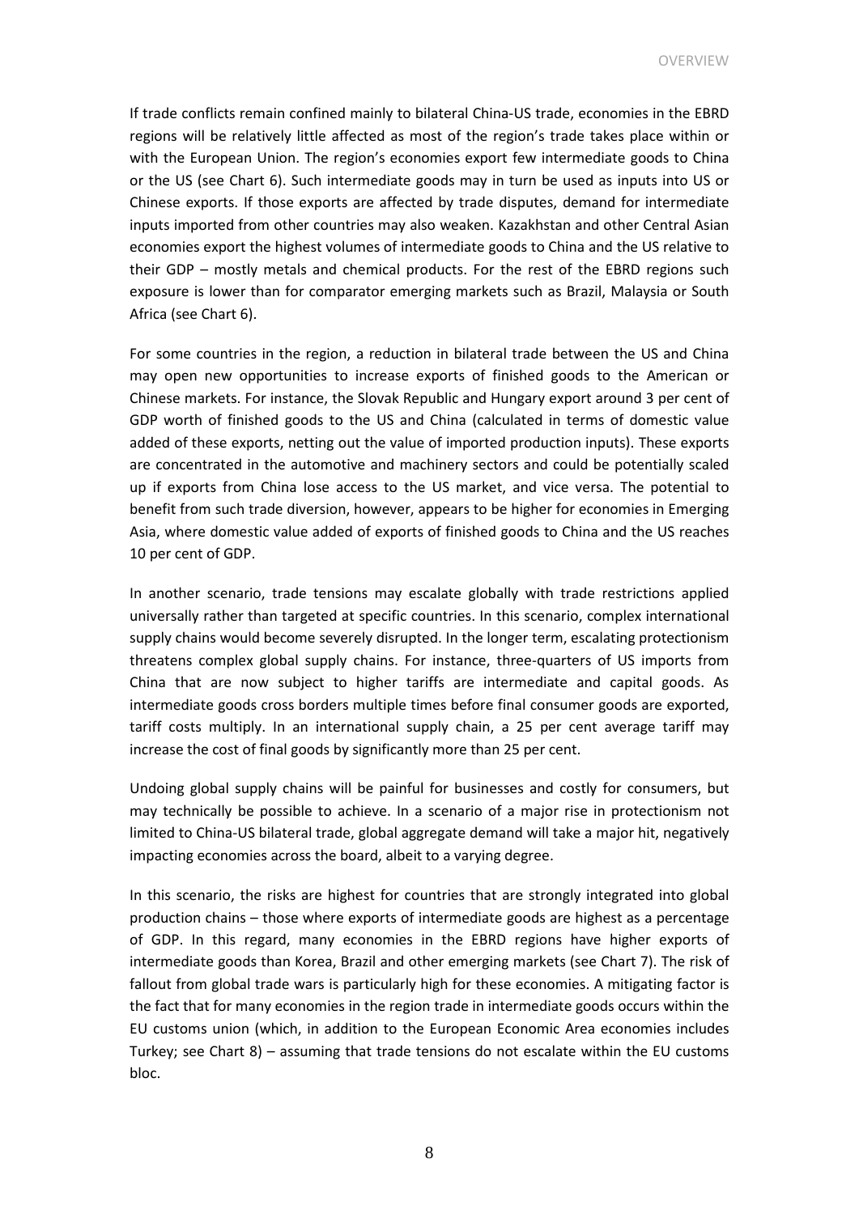If trade conflicts remain confined mainly to bilateral China-US trade, economies in the EBRD regions will be relatively little affected as most of the region's trade takes place within or with the European Union. The region's economies export few intermediate goods to China or the US (see Chart 6). Such intermediate goods may in turn be used as inputs into US or Chinese exports. If those exports are affected by trade disputes, demand for intermediate inputs imported from other countries may also weaken. Kazakhstan and other Central Asian economies export the highest volumes of intermediate goods to China and the US relative to their GDP – mostly metals and chemical products. For the rest of the EBRD regions such exposure is lower than for comparator emerging markets such as Brazil, Malaysia or South Africa (see Chart 6).

For some countries in the region, a reduction in bilateral trade between the US and China may open new opportunities to increase exports of finished goods to the American or Chinese markets. For instance, the Slovak Republic and Hungary export around 3 per cent of GDP worth of finished goods to the US and China (calculated in terms of domestic value added of these exports, netting out the value of imported production inputs). These exports are concentrated in the automotive and machinery sectors and could be potentially scaled up if exports from China lose access to the US market, and vice versa. The potential to benefit from such trade diversion, however, appears to be higher for economies in Emerging Asia, where domestic value added of exports of finished goods to China and the US reaches 10 per cent of GDP.

In another scenario, trade tensions may escalate globally with trade restrictions applied universally rather than targeted at specific countries. In this scenario, complex international supply chains would become severely disrupted. In the longer term, escalating protectionism threatens complex global supply chains. For instance, three-quarters of US imports from China that are now subject to higher tariffs are intermediate and capital goods. As intermediate goods cross borders multiple times before final consumer goods are exported, tariff costs multiply. In an international supply chain, a 25 per cent average tariff may increase the cost of final goods by significantly more than 25 per cent.

Undoing global supply chains will be painful for businesses and costly for consumers, but may technically be possible to achieve. In a scenario of a major rise in protectionism not limited to China-US bilateral trade, global aggregate demand will take a major hit, negatively impacting economies across the board, albeit to a varying degree.

In this scenario, the risks are highest for countries that are strongly integrated into global production chains – those where exports of intermediate goods are highest as a percentage of GDP. In this regard, many economies in the EBRD regions have higher exports of intermediate goods than Korea, Brazil and other emerging markets (see Chart 7). The risk of fallout from global trade wars is particularly high for these economies. A mitigating factor is the fact that for many economies in the region trade in intermediate goods occurs within the EU customs union (which, in addition to the European Economic Area economies includes Turkey; see Chart 8) – assuming that trade tensions do not escalate within the EU customs bloc.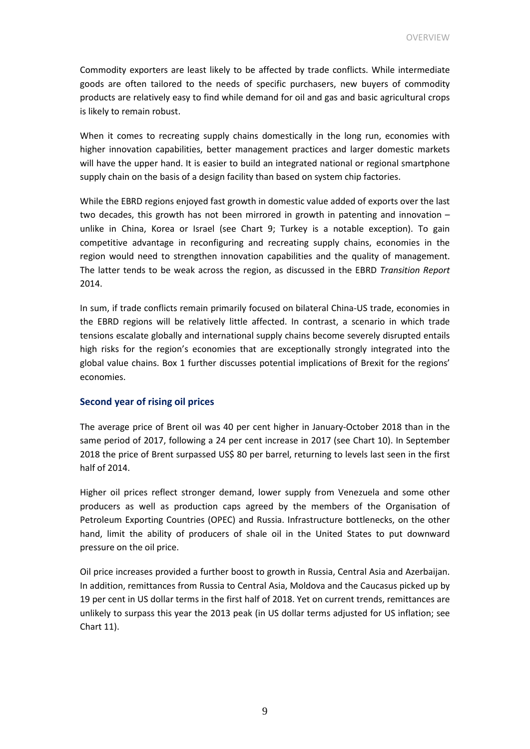Commodity exporters are least likely to be affected by trade conflicts. While intermediate goods are often tailored to the needs of specific purchasers, new buyers of commodity products are relatively easy to find while demand for oil and gas and basic agricultural crops is likely to remain robust.

When it comes to recreating supply chains domestically in the long run, economies with higher innovation capabilities, better management practices and larger domestic markets will have the upper hand. It is easier to build an integrated national or regional smartphone supply chain on the basis of a design facility than based on system chip factories.

While the EBRD regions enjoyed fast growth in domestic value added of exports over the last two decades, this growth has not been mirrored in growth in patenting and innovation – unlike in China, Korea or Israel (see Chart 9; Turkey is a notable exception). To gain competitive advantage in reconfiguring and recreating supply chains, economies in the region would need to strengthen innovation capabilities and the quality of management. The latter tends to be weak across the region, as discussed in the EBRD *Transition Report* 2014.

In sum, if trade conflicts remain primarily focused on bilateral China-US trade, economies in the EBRD regions will be relatively little affected. In contrast, a scenario in which trade tensions escalate globally and international supply chains become severely disrupted entails high risks for the region's economies that are exceptionally strongly integrated into the global value chains. Box 1 further discusses potential implications of Brexit for the regions' economies.

## Second year of rising oil prices

The average price of Brent oil was 40 per cent higher in January-October 2018 than in the same period of 2017, following a 24 per cent increase in 2017 (see Chart 10). In September 2018 the price of Brent surpassed US$ 80 per barrel, returning to levels last seen in the first half of 2014.

Higher oil prices reflect stronger demand, lower supply from Venezuela and some other producers as well as production caps agreed by the members of the Organisation of Petroleum Exporting Countries (OPEC) and Russia. Infrastructure bottlenecks, on the other hand, limit the ability of producers of shale oil in the United States to put downward pressure on the oil price.

Oil price increases provided a further boost to growth in Russia, Central Asia and Azerbaijan. In addition, remittances from Russia to Central Asia, Moldova and the Caucasus picked up by 19 per cent in US dollar terms in the first half of 2018. Yet on current trends, remittances are unlikely to surpass this year the 2013 peak (in US dollar terms adjusted for US inflation; see Chart 11).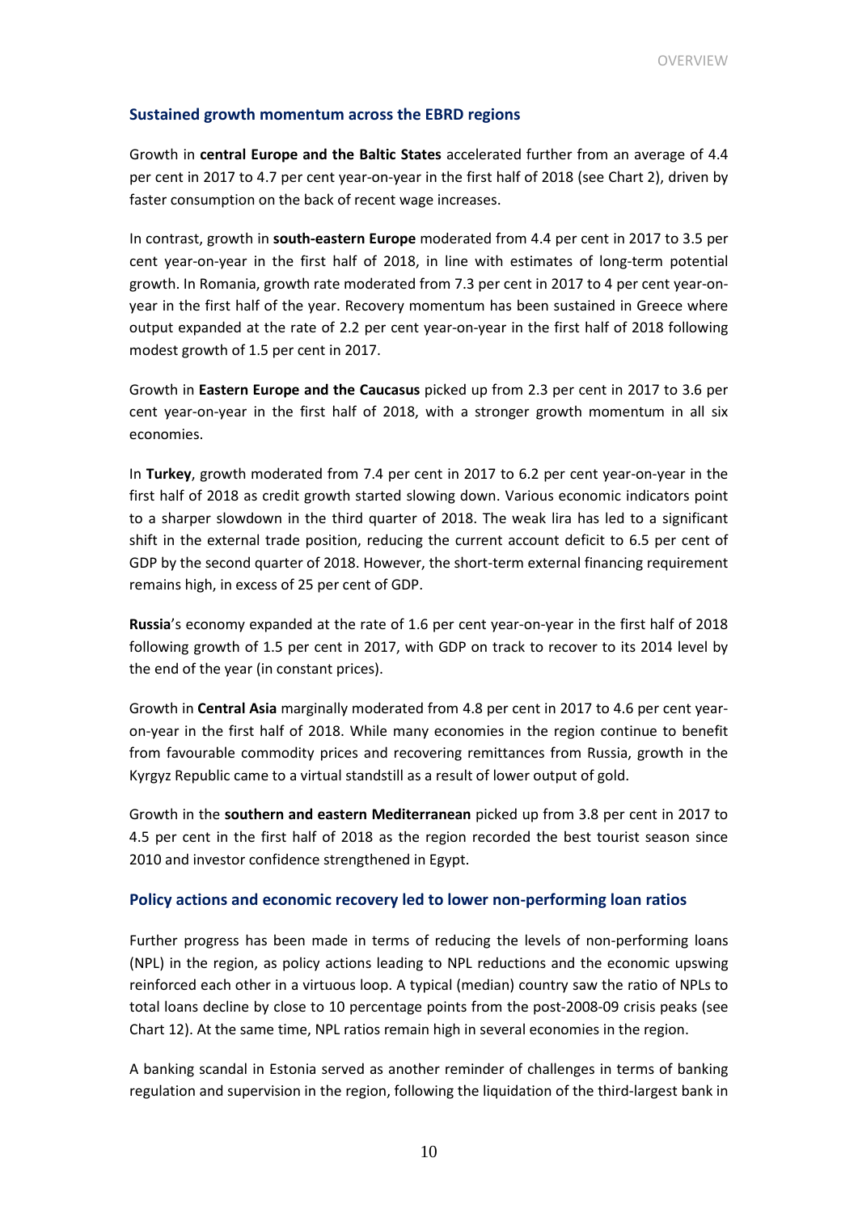## Sustained growth momentum across the EBRD regions

Growth in **central Europe and the Baltic States** accelerated further from an average of 4.4 per cent in 2017 to 4.7 per cent year-on-year in the first half of 2018 (see Chart 2), driven by faster consumption on the back of recent wage increases.

In contrast, growth in **south-eastern Europe** moderated from 4.4 per cent in 2017 to 3.5 per cent year-on-year in the first half of 2018, in line with estimates of long-term potential growth. In Romania, growth rate moderated from 7.3 per cent in 2017 to 4 per cent year-on-year in the first half of the year. Recovery momentum has been sustained in Greece where output expanded at the rate of 2.2 per cent year-on-year in the first half of 2018 following modest growth of 1.5 per cent in 2017.

Growth in **Eastern Europe and the Caucasus** picked up from 2.3 per cent in 2017 to 3.6 per cent year-on-year in the first half of 2018, with a stronger growth momentum in all six economies.

In **Turkey**, growth moderated from 7.4 per cent in 2017 to 6.2 per cent year-on-year in the first half of 2018 as credit growth started slowing down. Various economic indicators point to a sharper slowdown in the third quarter of 2018. The weak lira has led to a significant shift in the external trade position, reducing the current account deficit to 6.5 per cent of GDP by the second quarter of 2018. However, the short-term external financing requirement remains high, in excess of 25 per cent of GDP.

**Russia**'s economy expanded at the rate of 1.6 per cent year-on-year in the first half of 2018 following growth of 1.5 per cent in 2017, with GDP on track to recover to its 2014 level by the end of the year (in constant prices).

Growth in **Central Asia** marginally moderated from 4.8 per cent in 2017 to 4.6 per cent year-on-year in the first half of 2018. While many economies in the region continue to benefit from favourable commodity prices and recovering remittances from Russia, growth in the Kyrgyz Republic came to a virtual standstill as a result of lower output of gold.

Growth in the **southern and eastern Mediterranean** picked up from 3.8 per cent in 2017 to 4.5 per cent in the first half of 2018 as the region recorded the best tourist season since 2010 and investor confidence strengthened in Egypt.

## Policy actions and economic recovery led to lower non-performing loan ratios

Further progress has been made in terms of reducing the levels of non-performing loans (NPL) in the region, as policy actions leading to NPL reductions and the economic upswing reinforced each other in a virtuous loop. A typical (median) country saw the ratio of NPLs to total loans decline by close to 10 percentage points from the post-2008-09 crisis peaks (see Chart 12). At the same time, NPL ratios remain high in several economies in the region.

A banking scandal in Estonia served as another reminder of challenges in terms of banking regulation and supervision in the region, following the liquidation of the third-largest bank in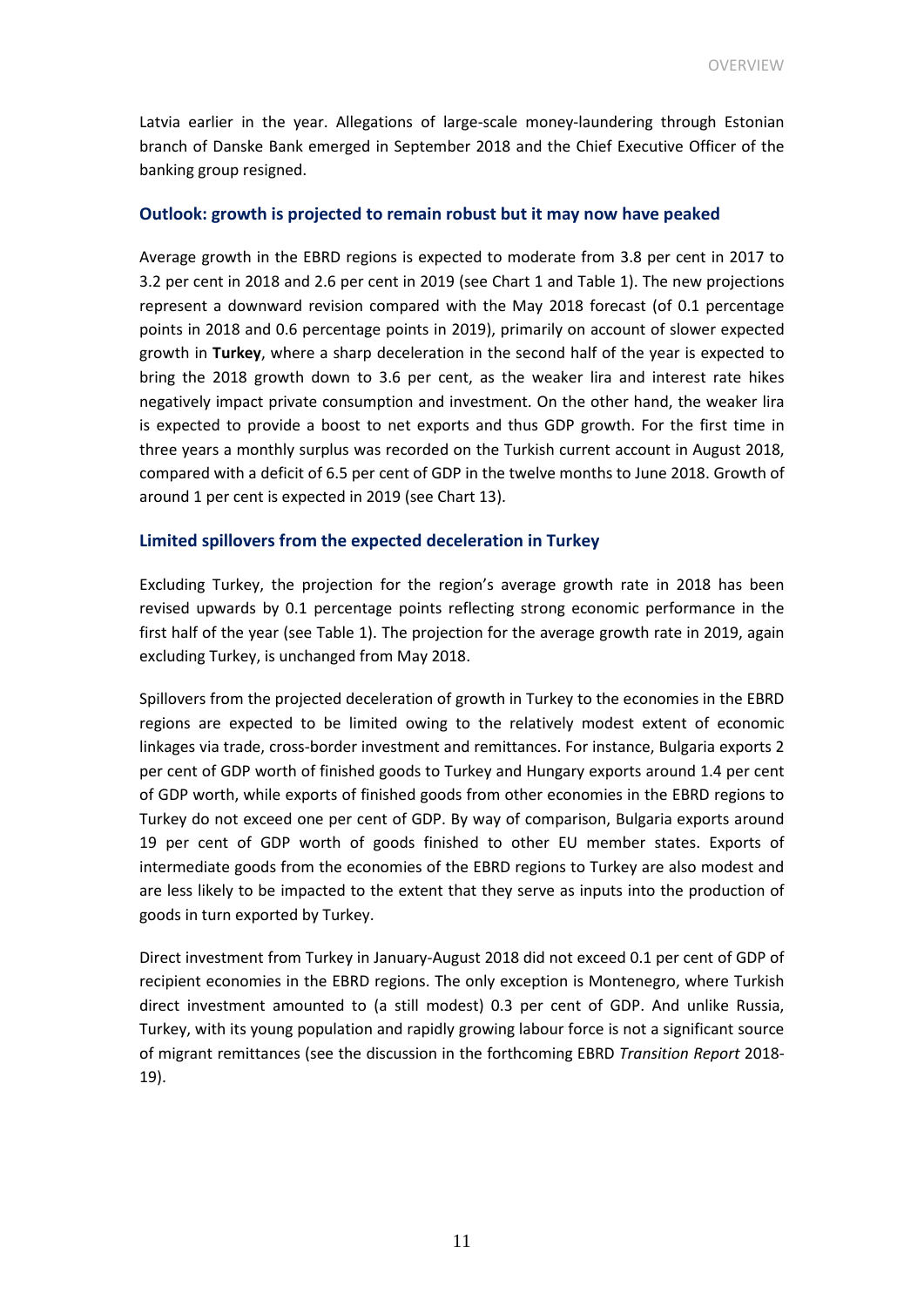Latvia earlier in the year. Allegations of large-scale money-laundering through Estonian branch of Danske Bank emerged in September 2018 and the Chief Executive Officer of the banking group resigned.

### Outlook: growth is projected to remain robust but it may now have peaked

Average growth in the EBRD regions is expected to moderate from 3.8 per cent in 2017 to 3.2 per cent in 2018 and 2.6 per cent in 2019 (see Chart 1 and Table 1). The new projections represent a downward revision compared with the May 2018 forecast (of 0.1 percentage points in 2018 and 0.6 percentage points in 2019), primarily on account of slower expected growth in **Turkey**, where a sharp deceleration in the second half of the year is expected to bring the 2018 growth down to 3.6 per cent, as the weaker lira and interest rate hikes negatively impact private consumption and investment. On the other hand, the weaker lira is expected to provide a boost to net exports and thus GDP growth. For the first time in three years a monthly surplus was recorded on the Turkish current account in August 2018, compared with a deficit of 6.5 per cent of GDP in the twelve months to June 2018. Growth of around 1 per cent is expected in 2019 (see Chart 13).

### Limited spillovers from the expected deceleration in Turkey

Excluding Turkey, the projection for the region's average growth rate in 2018 has been revised upwards by 0.1 percentage points reflecting strong economic performance in the first half of the year (see Table 1). The projection for the average growth rate in 2019, again excluding Turkey, is unchanged from May 2018.

Spillovers from the projected deceleration of growth in Turkey to the economies in the EBRD regions are expected to be limited owing to the relatively modest extent of economic linkages via trade, cross-border investment and remittances. For instance, Bulgaria exports 2 per cent of GDP worth of finished goods to Turkey and Hungary exports around 1.4 per cent of GDP worth, while exports of finished goods from other economies in the EBRD regions to Turkey do not exceed one per cent of GDP. By way of comparison, Bulgaria exports around 19 per cent of GDP worth of goods finished to other EU member states. Exports of intermediate goods from the economies of the EBRD regions to Turkey are also modest and are less likely to be impacted to the extent that they serve as inputs into the production of goods in turn exported by Turkey.

Direct investment from Turkey in January-August 2018 did not exceed 0.1 per cent of GDP of recipient economies in the EBRD regions. The only exception is Montenegro, where Turkish direct investment amounted to (a still modest) 0.3 per cent of GDP. And unlike Russia, Turkey, with its young population and rapidly growing labour force is not a significant source of migrant remittances (see the discussion in the forthcoming EBRD *Transition Report* 2018-19).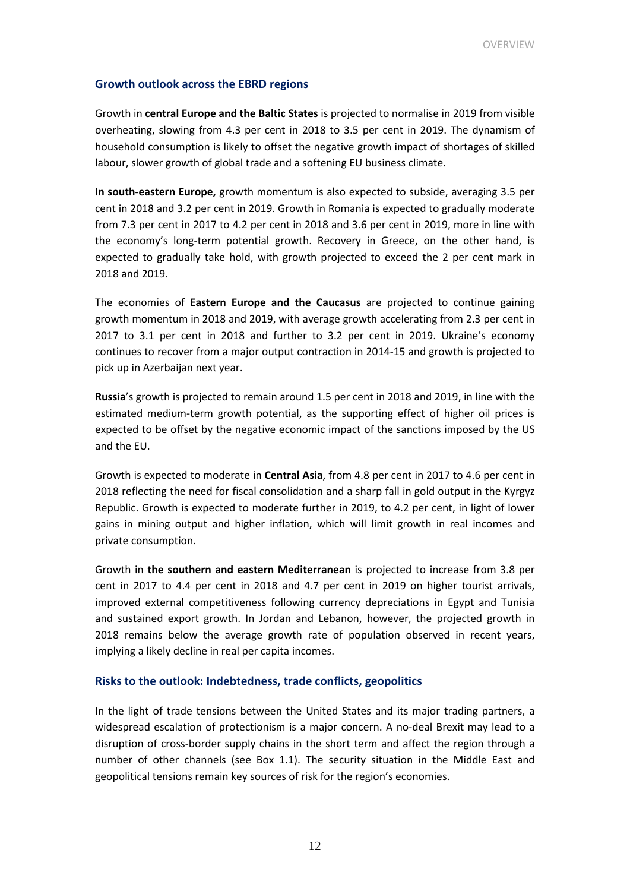## Growth outlook across the EBRD regions

Growth in **central Europe and the Baltic States** is projected to normalise in 2019 from visible overheating, slowing from 4.3 per cent in 2018 to 3.5 per cent in 2019. The dynamism of household consumption is likely to offset the negative growth impact of shortages of skilled labour, slower growth of global trade and a softening EU business climate.

**In south-eastern Europe,** growth momentum is also expected to subside, averaging 3.5 per cent in 2018 and 3.2 per cent in 2019. Growth in Romania is expected to gradually moderate from 7.3 per cent in 2017 to 4.2 per cent in 2018 and 3.6 per cent in 2019, more in line with the economy's long-term potential growth. Recovery in Greece, on the other hand, is expected to gradually take hold, with growth projected to exceed the 2 per cent mark in 2018 and 2019.

The economies of **Eastern Europe and the Caucasus** are projected to continue gaining growth momentum in 2018 and 2019, with average growth accelerating from 2.3 per cent in 2017 to 3.1 per cent in 2018 and further to 3.2 per cent in 2019. Ukraine's economy continues to recover from a major output contraction in 2014-15 and growth is projected to pick up in Azerbaijan next year.

**Russia**'s growth is projected to remain around 1.5 per cent in 2018 and 2019, in line with the estimated medium-term growth potential, as the supporting effect of higher oil prices is expected to be offset by the negative economic impact of the sanctions imposed by the US and the EU.

Growth is expected to moderate in **Central Asia**, from 4.8 per cent in 2017 to 4.6 per cent in 2018 reflecting the need for fiscal consolidation and a sharp fall in gold output in the Kyrgyz Republic. Growth is expected to moderate further in 2019, to 4.2 per cent, in light of lower gains in mining output and higher inflation, which will limit growth in real incomes and private consumption.

Growth in **the southern and eastern Mediterranean** is projected to increase from 3.8 per cent in 2017 to 4.4 per cent in 2018 and 4.7 per cent in 2019 on higher tourist arrivals, improved external competitiveness following currency depreciations in Egypt and Tunisia and sustained export growth. In Jordan and Lebanon, however, the projected growth in 2018 remains below the average growth rate of population observed in recent years, implying a likely decline in real per capita incomes.

## Risks to the outlook: Indebtedness, trade conflicts, geopolitics

In the light of trade tensions between the United States and its major trading partners, a widespread escalation of protectionism is a major concern. A no-deal Brexit may lead to a disruption of cross-border supply chains in the short term and affect the region through a number of other channels (see Box 1.1). The security situation in the Middle East and geopolitical tensions remain key sources of risk for the region's economies.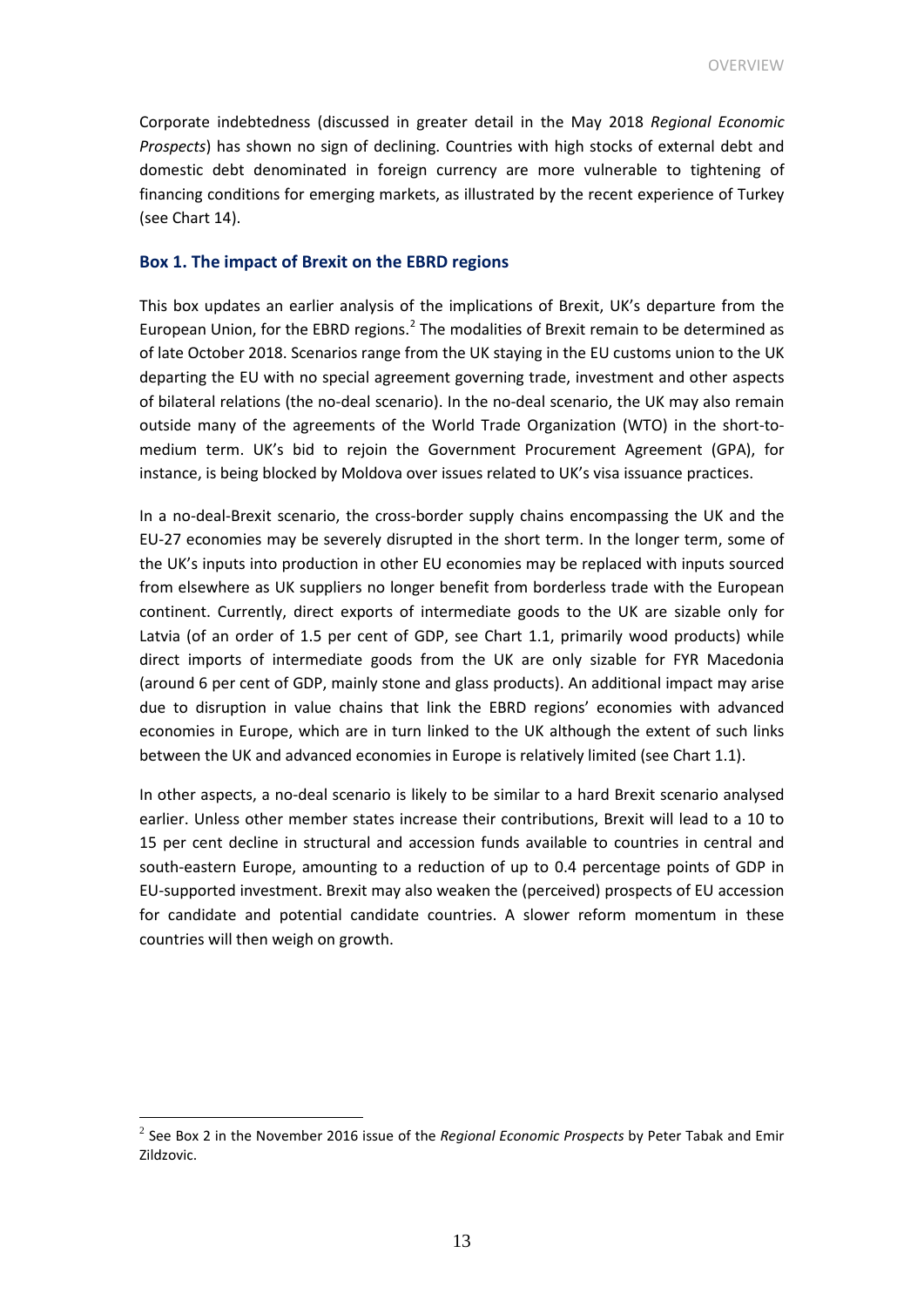Corporate indebtedness (discussed in greater detail in the May 2018 *Regional Economic Prospects*) has shown no sign of declining. Countries with high stocks of external debt and domestic debt denominated in foreign currency are more vulnerable to tightening of financing conditions for emerging markets, as illustrated by the recent experience of Turkey (see Chart 14).

### Box 1. The impact of Brexit on the EBRD regions

This box updates an earlier analysis of the implications of Brexit, UK's departure from the European Union, for the EBRD regions.[2] The modalities of Brexit remain to be determined as of late October 2018. Scenarios range from the UK staying in the EU customs union to the UK departing the EU with no special agreement governing trade, investment and other aspects of bilateral relations (the no-deal scenario). In the no-deal scenario, the UK may also remain outside many of the agreements of the World Trade Organization (WTO) in the short-to-medium term. UK's bid to rejoin the Government Procurement Agreement (GPA), for instance, is being blocked by Moldova over issues related to UK's visa issuance practices.

In a no-deal-Brexit scenario, the cross-border supply chains encompassing the UK and the EU-27 economies may be severely disrupted in the short term. In the longer term, some of the UK's inputs into production in other EU economies may be replaced with inputs sourced from elsewhere as UK suppliers no longer benefit from borderless trade with the European continent. Currently, direct exports of intermediate goods to the UK are sizable only for Latvia (of an order of 1.5 per cent of GDP, see Chart 1.1, primarily wood products) while direct imports of intermediate goods from the UK are only sizable for FYR Macedonia (around 6 per cent of GDP, mainly stone and glass products). An additional impact may arise due to disruption in value chains that link the EBRD regions' economies with advanced economies in Europe, which are in turn linked to the UK although the extent of such links between the UK and advanced economies in Europe is relatively limited (see Chart 1.1).

In other aspects, a no-deal scenario is likely to be similar to a hard Brexit scenario analysed earlier. Unless other member states increase their contributions, Brexit will lead to a 10 to 15 per cent decline in structural and accession funds available to countries in central and south-eastern Europe, amounting to a reduction of up to 0.4 percentage points of GDP in EU-supported investment. Brexit may also weaken the (perceived) prospects of EU accession for candidate and potential candidate countries. A slower reform momentum in these countries will then weigh on growth.

---

[2] See Box 2 in the November 2016 issue of the *Regional Economic Prospects* by Peter Tabak and Emir Zildzovic.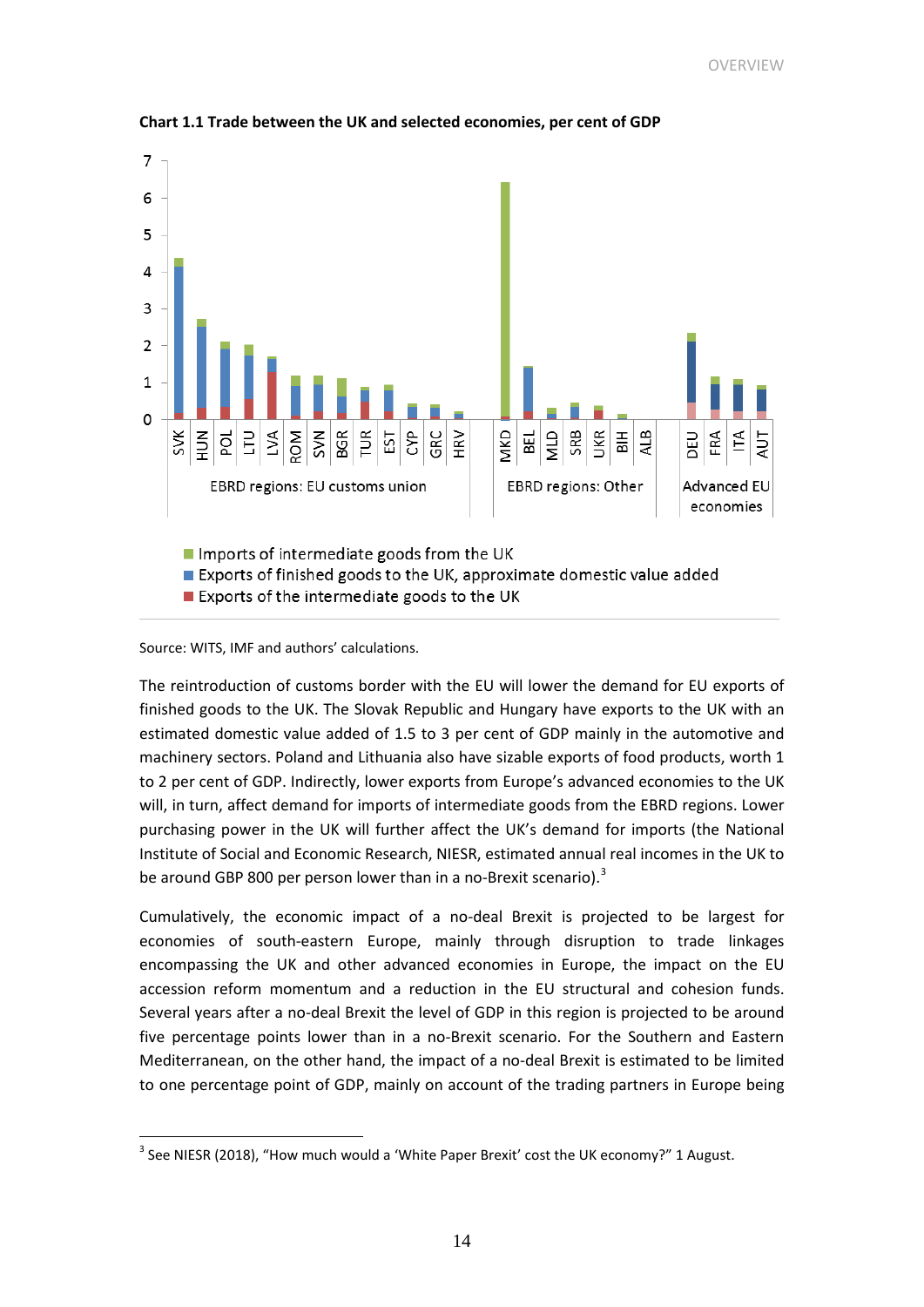**Chart 1.1 Trade between the UK and selected economies, per cent of GDP**

Source: WITS, IMF and authors' calculations.

The reintroduction of customs border with the EU will lower the demand for EU exports of finished goods to the UK. The Slovak Republic and Hungary have exports to the UK with an estimated domestic value added of 1.5 to 3 per cent of GDP mainly in the automotive and machinery sectors. Poland and Lithuania also have sizable exports of food products, worth 1 to 2 per cent of GDP. Indirectly, lower exports from Europe's advanced economies to the UK will, in turn, affect demand for imports of intermediate goods from the EBRD regions. Lower purchasing power in the UK will further affect the UK's demand for imports (the National Institute of Social and Economic Research, NIESR, estimated annual real incomes in the UK to be around GBP 800 per person lower than in a no-Brexit scenario).[3]

Cumulatively, the economic impact of a no-deal Brexit is projected to be largest for economies of south-eastern Europe, mainly through disruption to trade linkages encompassing the UK and other advanced economies in Europe, the impact on the EU accession reform momentum and a reduction in the EU structural and cohesion funds. Several years after a no-deal Brexit the level of GDP in this region is projected to be around five percentage points lower than in a no-Brexit scenario. For the Southern and Eastern Mediterranean, on the other hand, the impact of a no-deal Brexit is estimated to be limited to one percentage point of GDP, mainly on account of the trading partners in Europe being

---

[3] See NIESR (2018), "How much would a 'White Paper Brexit' cost the UK economy?" 1 August.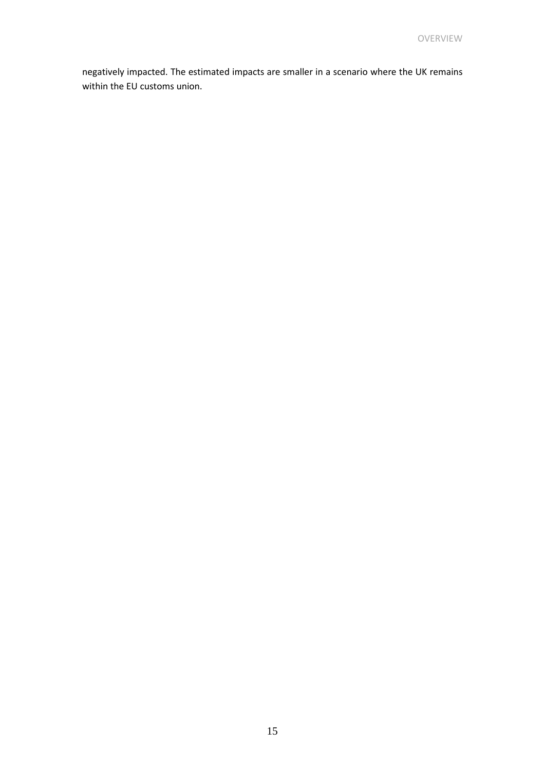negatively impacted. The estimated impacts are smaller in a scenario where the UK remains within the EU customs union.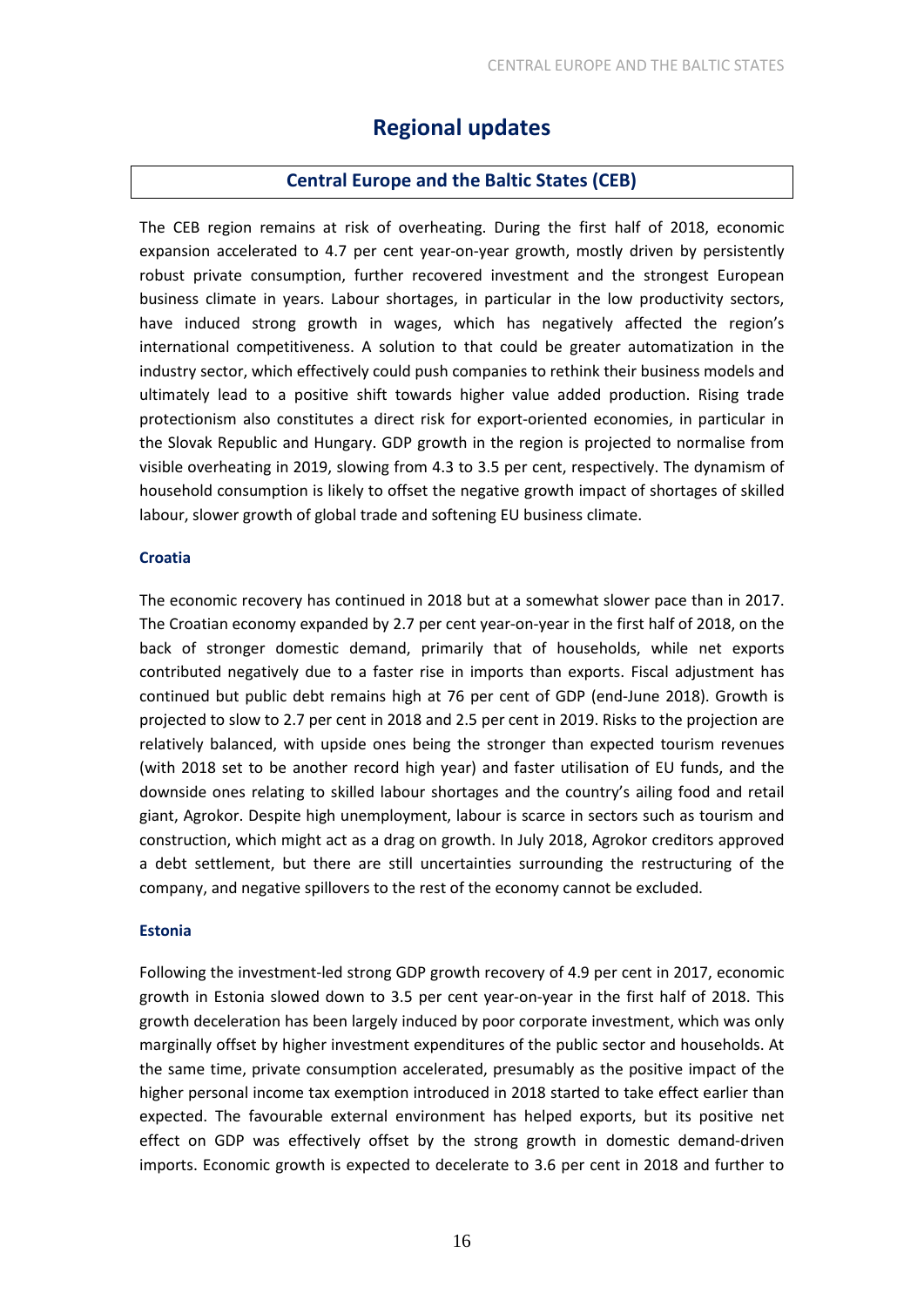# Regional updates

## Central Europe and the Baltic States (CEB)

The CEB region remains at risk of overheating. During the first half of 2018, economic expansion accelerated to 4.7 per cent year-on-year growth, mostly driven by persistently robust private consumption, further recovered investment and the strongest European business climate in years. Labour shortages, in particular in the low productivity sectors, have induced strong growth in wages, which has negatively affected the region's international competitiveness. A solution to that could be greater automatization in the industry sector, which effectively could push companies to rethink their business models and ultimately lead to a positive shift towards higher value added production. Rising trade protectionism also constitutes a direct risk for export-oriented economies, in particular in the Slovak Republic and Hungary. GDP growth in the region is projected to normalise from visible overheating in 2019, slowing from 4.3 to 3.5 per cent, respectively. The dynamism of household consumption is likely to offset the negative growth impact of shortages of skilled labour, slower growth of global trade and softening EU business climate.

### Croatia

The economic recovery has continued in 2018 but at a somewhat slower pace than in 2017. The Croatian economy expanded by 2.7 per cent year-on-year in the first half of 2018, on the back of stronger domestic demand, primarily that of households, while net exports contributed negatively due to a faster rise in imports than exports. Fiscal adjustment has continued but public debt remains high at 76 per cent of GDP (end-June 2018). Growth is projected to slow to 2.7 per cent in 2018 and 2.5 per cent in 2019. Risks to the projection are relatively balanced, with upside ones being the stronger than expected tourism revenues (with 2018 set to be another record high year) and faster utilisation of EU funds, and the downside ones relating to skilled labour shortages and the country's ailing food and retail giant, Agrokor. Despite high unemployment, labour is scarce in sectors such as tourism and construction, which might act as a drag on growth. In July 2018, Agrokor creditors approved a debt settlement, but there are still uncertainties surrounding the restructuring of the company, and negative spillovers to the rest of the economy cannot be excluded.

### Estonia

Following the investment-led strong GDP growth recovery of 4.9 per cent in 2017, economic growth in Estonia slowed down to 3.5 per cent year-on-year in the first half of 2018. This growth deceleration has been largely induced by poor corporate investment, which was only marginally offset by higher investment expenditures of the public sector and households. At the same time, private consumption accelerated, presumably as the positive impact of the higher personal income tax exemption introduced in 2018 started to take effect earlier than expected. The favourable external environment has helped exports, but its positive net effect on GDP was effectively offset by the strong growth in domestic demand-driven imports. Economic growth is expected to decelerate to 3.6 per cent in 2018 and further to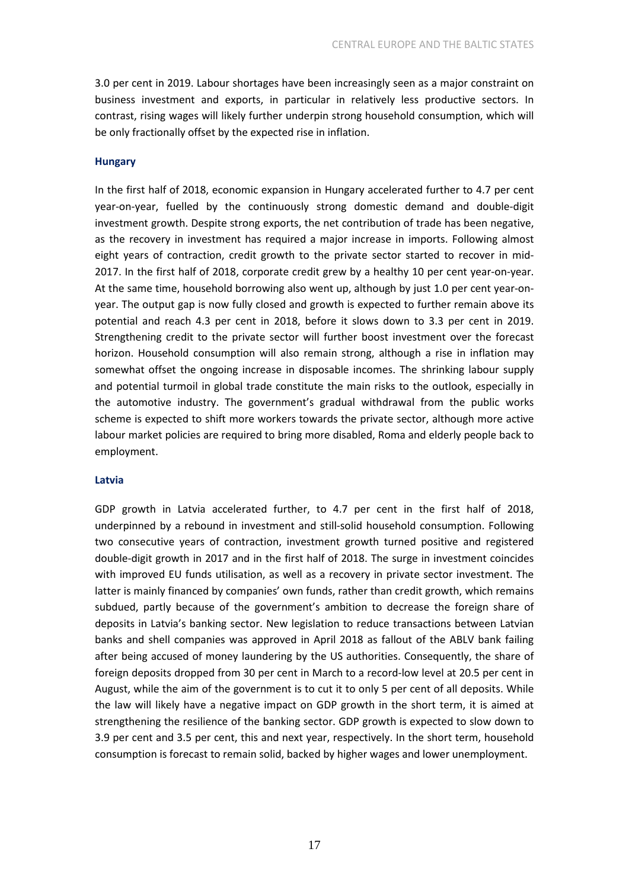3.0 per cent in 2019. Labour shortages have been increasingly seen as a major constraint on business investment and exports, in particular in relatively less productive sectors. In contrast, rising wages will likely further underpin strong household consumption, which will be only fractionally offset by the expected rise in inflation.

**Hungary**

In the first half of 2018, economic expansion in Hungary accelerated further to 4.7 per cent year-on-year, fuelled by the continuously strong domestic demand and double-digit investment growth. Despite strong exports, the net contribution of trade has been negative, as the recovery in investment has required a major increase in imports. Following almost eight years of contraction, credit growth to the private sector started to recover in mid-2017. In the first half of 2018, corporate credit grew by a healthy 10 per cent year-on-year. At the same time, household borrowing also went up, although by just 1.0 per cent year-on-year. The output gap is now fully closed and growth is expected to further remain above its potential and reach 4.3 per cent in 2018, before it slows down to 3.3 per cent in 2019. Strengthening credit to the private sector will further boost investment over the forecast horizon. Household consumption will also remain strong, although a rise in inflation may somewhat offset the ongoing increase in disposable incomes. The shrinking labour supply and potential turmoil in global trade constitute the main risks to the outlook, especially in the automotive industry. The government's gradual withdrawal from the public works scheme is expected to shift more workers towards the private sector, although more active labour market policies are required to bring more disabled, Roma and elderly people back to employment.

**Latvia**

GDP growth in Latvia accelerated further, to 4.7 per cent in the first half of 2018, underpinned by a rebound in investment and still-solid household consumption. Following two consecutive years of contraction, investment growth turned positive and registered double-digit growth in 2017 and in the first half of 2018. The surge in investment coincides with improved EU funds utilisation, as well as a recovery in private sector investment. The latter is mainly financed by companies' own funds, rather than credit growth, which remains subdued, partly because of the government's ambition to decrease the foreign share of deposits in Latvia's banking sector. New legislation to reduce transactions between Latvian banks and shell companies was approved in April 2018 as fallout of the ABLV bank failing after being accused of money laundering by the US authorities. Consequently, the share of foreign deposits dropped from 30 per cent in March to a record-low level at 20.5 per cent in August, while the aim of the government is to cut it to only 5 per cent of all deposits. While the law will likely have a negative impact on GDP growth in the short term, it is aimed at strengthening the resilience of the banking sector. GDP growth is expected to slow down to 3.9 per cent and 3.5 per cent, this and next year, respectively. In the short term, household consumption is forecast to remain solid, backed by higher wages and lower unemployment.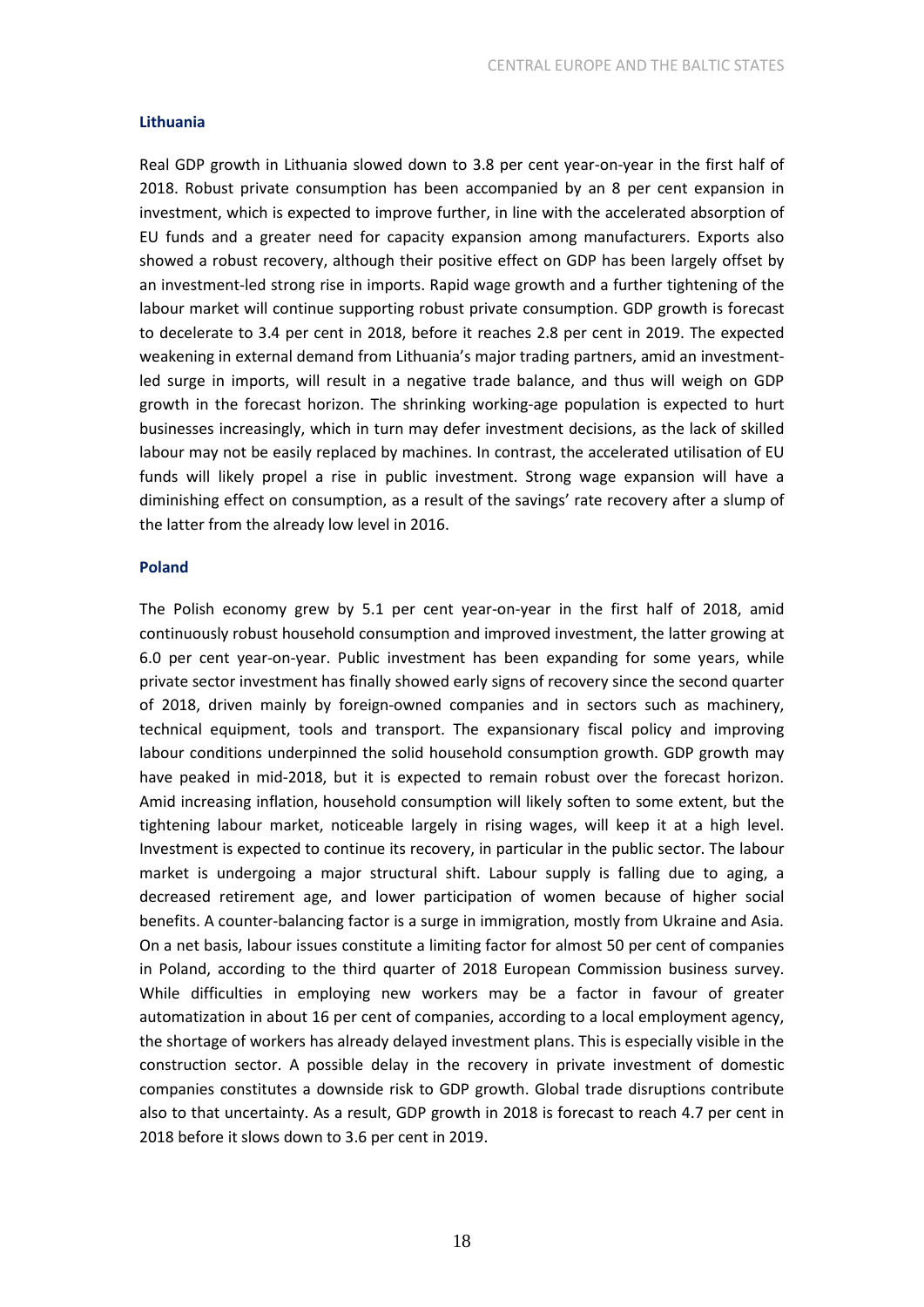### Lithuania

Real GDP growth in Lithuania slowed down to 3.8 per cent year-on-year in the first half of 2018. Robust private consumption has been accompanied by an 8 per cent expansion in investment, which is expected to improve further, in line with the accelerated absorption of EU funds and a greater need for capacity expansion among manufacturers. Exports also showed a robust recovery, although their positive effect on GDP has been largely offset by an investment-led strong rise in imports. Rapid wage growth and a further tightening of the labour market will continue supporting robust private consumption. GDP growth is forecast to decelerate to 3.4 per cent in 2018, before it reaches 2.8 per cent in 2019. The expected weakening in external demand from Lithuania's major trading partners, amid an investment-led surge in imports, will result in a negative trade balance, and thus will weigh on GDP growth in the forecast horizon. The shrinking working-age population is expected to hurt businesses increasingly, which in turn may defer investment decisions, as the lack of skilled labour may not be easily replaced by machines. In contrast, the accelerated utilisation of EU funds will likely propel a rise in public investment. Strong wage expansion will have a diminishing effect on consumption, as a result of the savings' rate recovery after a slump of the latter from the already low level in 2016.

### Poland

The Polish economy grew by 5.1 per cent year-on-year in the first half of 2018, amid continuously robust household consumption and improved investment, the latter growing at 6.0 per cent year-on-year. Public investment has been expanding for some years, while private sector investment has finally showed early signs of recovery since the second quarter of 2018, driven mainly by foreign-owned companies and in sectors such as machinery, technical equipment, tools and transport. The expansionary fiscal policy and improving labour conditions underpinned the solid household consumption growth. GDP growth may have peaked in mid-2018, but it is expected to remain robust over the forecast horizon. Amid increasing inflation, household consumption will likely soften to some extent, but the tightening labour market, noticeable largely in rising wages, will keep it at a high level. Investment is expected to continue its recovery, in particular in the public sector. The labour market is undergoing a major structural shift. Labour supply is falling due to aging, a decreased retirement age, and lower participation of women because of higher social benefits. A counter-balancing factor is a surge in immigration, mostly from Ukraine and Asia. On a net basis, labour issues constitute a limiting factor for almost 50 per cent of companies in Poland, according to the third quarter of 2018 European Commission business survey. While difficulties in employing new workers may be a factor in favour of greater automatization in about 16 per cent of companies, according to a local employment agency, the shortage of workers has already delayed investment plans. This is especially visible in the construction sector. A possible delay in the recovery in private investment of domestic companies constitutes a downside risk to GDP growth. Global trade disruptions contribute also to that uncertainty. As a result, GDP growth in 2018 is forecast to reach 4.7 per cent in 2018 before it slows down to 3.6 per cent in 2019.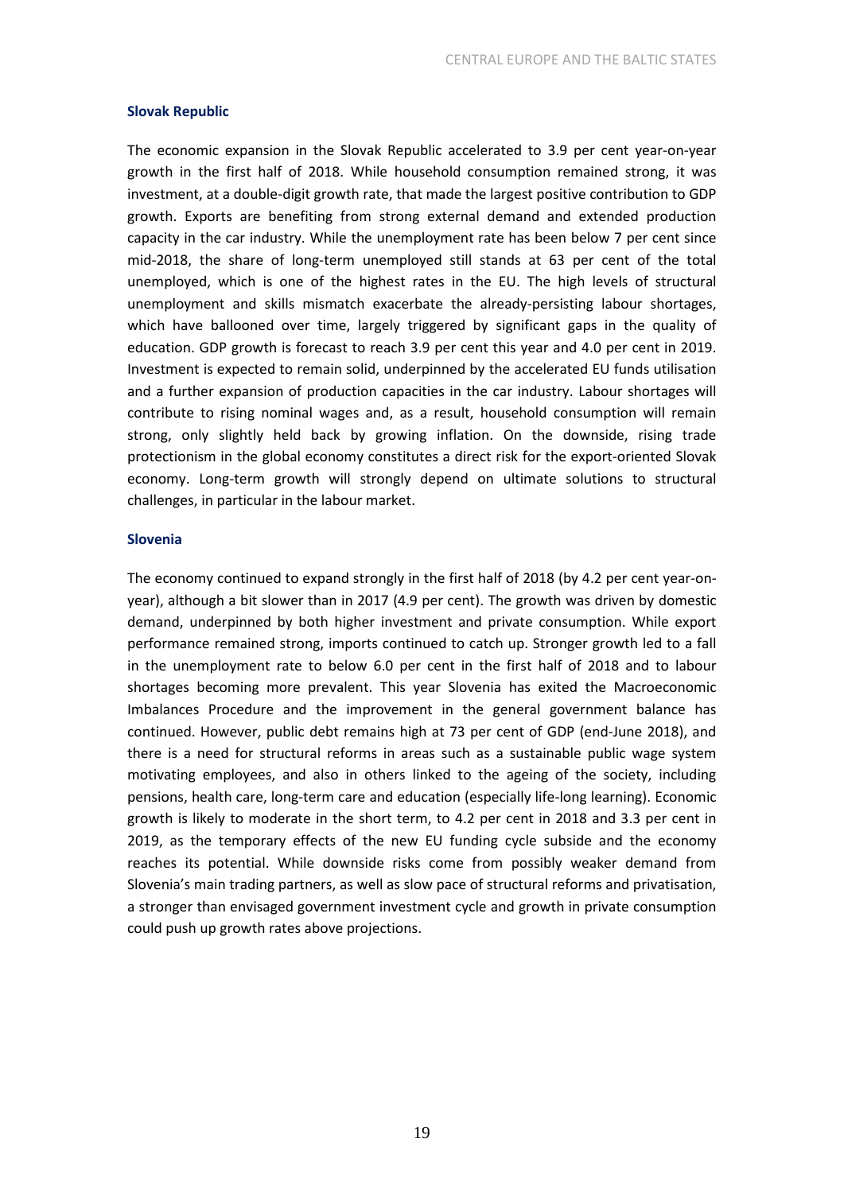### Slovak Republic

The economic expansion in the Slovak Republic accelerated to 3.9 per cent year-on-year growth in the first half of 2018. While household consumption remained strong, it was investment, at a double-digit growth rate, that made the largest positive contribution to GDP growth. Exports are benefiting from strong external demand and extended production capacity in the car industry. While the unemployment rate has been below 7 per cent since mid-2018, the share of long-term unemployed still stands at 63 per cent of the total unemployed, which is one of the highest rates in the EU. The high levels of structural unemployment and skills mismatch exacerbate the already-persisting labour shortages, which have ballooned over time, largely triggered by significant gaps in the quality of education. GDP growth is forecast to reach 3.9 per cent this year and 4.0 per cent in 2019. Investment is expected to remain solid, underpinned by the accelerated EU funds utilisation and a further expansion of production capacities in the car industry. Labour shortages will contribute to rising nominal wages and, as a result, household consumption will remain strong, only slightly held back by growing inflation. On the downside, rising trade protectionism in the global economy constitutes a direct risk for the export-oriented Slovak economy. Long-term growth will strongly depend on ultimate solutions to structural challenges, in particular in the labour market.

### Slovenia

The economy continued to expand strongly in the first half of 2018 (by 4.2 per cent year-on-year), although a bit slower than in 2017 (4.9 per cent). The growth was driven by domestic demand, underpinned by both higher investment and private consumption. While export performance remained strong, imports continued to catch up. Stronger growth led to a fall in the unemployment rate to below 6.0 per cent in the first half of 2018 and to labour shortages becoming more prevalent. This year Slovenia has exited the Macroeconomic Imbalances Procedure and the improvement in the general government balance has continued. However, public debt remains high at 73 per cent of GDP (end-June 2018), and there is a need for structural reforms in areas such as a sustainable public wage system motivating employees, and also in others linked to the ageing of the society, including pensions, health care, long-term care and education (especially life-long learning). Economic growth is likely to moderate in the short term, to 4.2 per cent in 2018 and 3.3 per cent in 2019, as the temporary effects of the new EU funding cycle subside and the economy reaches its potential. While downside risks come from possibly weaker demand from Slovenia's main trading partners, as well as slow pace of structural reforms and privatisation, a stronger than envisaged government investment cycle and growth in private consumption could push up growth rates above projections.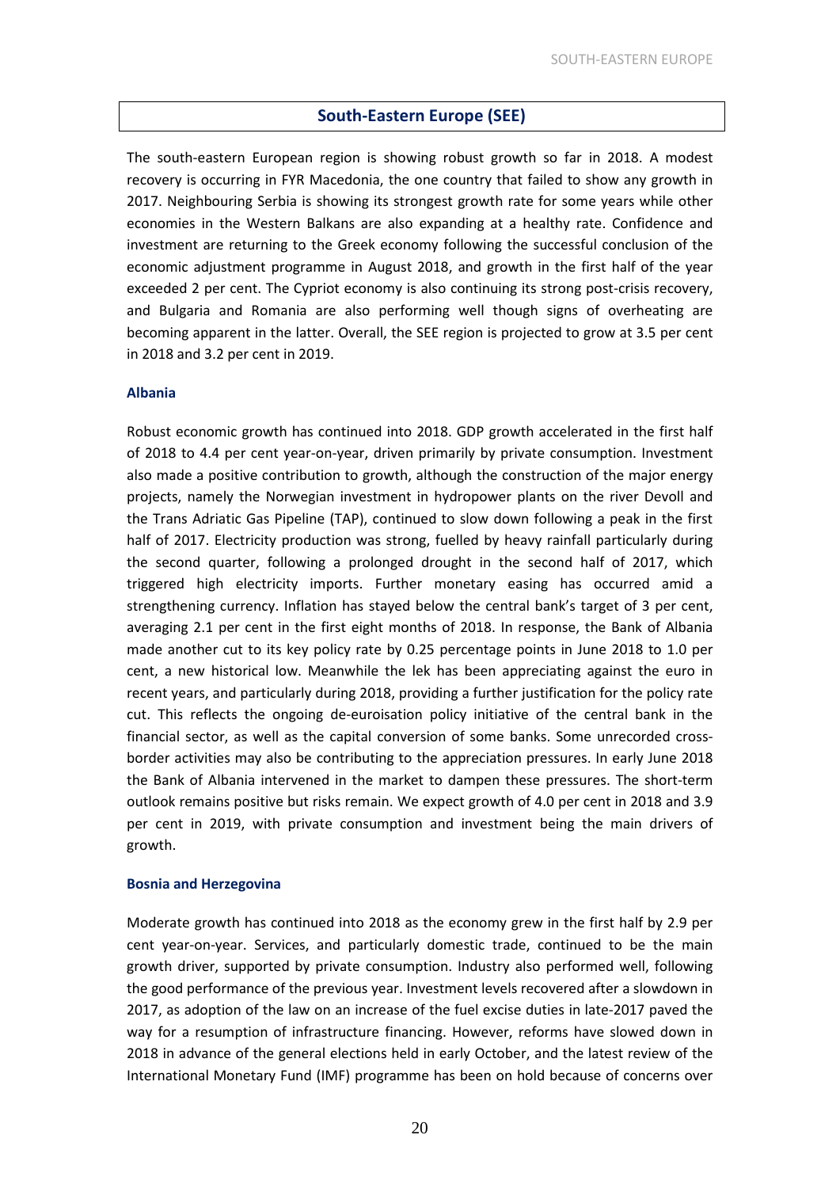## South-Eastern Europe (SEE)

The south-eastern European region is showing robust growth so far in 2018. A modest recovery is occurring in FYR Macedonia, the one country that failed to show any growth in 2017. Neighbouring Serbia is showing its strongest growth rate for some years while other economies in the Western Balkans are also expanding at a healthy rate. Confidence and investment are returning to the Greek economy following the successful conclusion of the economic adjustment programme in August 2018, and growth in the first half of the year exceeded 2 per cent. The Cypriot economy is also continuing its strong post-crisis recovery, and Bulgaria and Romania are also performing well though signs of overheating are becoming apparent in the latter. Overall, the SEE region is projected to grow at 3.5 per cent in 2018 and 3.2 per cent in 2019.

### Albania

Robust economic growth has continued into 2018. GDP growth accelerated in the first half of 2018 to 4.4 per cent year-on-year, driven primarily by private consumption. Investment also made a positive contribution to growth, although the construction of the major energy projects, namely the Norwegian investment in hydropower plants on the river Devoll and the Trans Adriatic Gas Pipeline (TAP), continued to slow down following a peak in the first half of 2017. Electricity production was strong, fuelled by heavy rainfall particularly during the second quarter, following a prolonged drought in the second half of 2017, which triggered high electricity imports. Further monetary easing has occurred amid a strengthening currency. Inflation has stayed below the central bank's target of 3 per cent, averaging 2.1 per cent in the first eight months of 2018. In response, the Bank of Albania made another cut to its key policy rate by 0.25 percentage points in June 2018 to 1.0 per cent, a new historical low. Meanwhile the lek has been appreciating against the euro in recent years, and particularly during 2018, providing a further justification for the policy rate cut. This reflects the ongoing de-euroisation policy initiative of the central bank in the financial sector, as well as the capital conversion of some banks. Some unrecorded cross-border activities may also be contributing to the appreciation pressures. In early June 2018 the Bank of Albania intervened in the market to dampen these pressures. The short-term outlook remains positive but risks remain. We expect growth of 4.0 per cent in 2018 and 3.9 per cent in 2019, with private consumption and investment being the main drivers of growth.

### Bosnia and Herzegovina

Moderate growth has continued into 2018 as the economy grew in the first half by 2.9 per cent year-on-year. Services, and particularly domestic trade, continued to be the main growth driver, supported by private consumption. Industry also performed well, following the good performance of the previous year. Investment levels recovered after a slowdown in 2017, as adoption of the law on an increase of the fuel excise duties in late-2017 paved the way for a resumption of infrastructure financing. However, reforms have slowed down in 2018 in advance of the general elections held in early October, and the latest review of the International Monetary Fund (IMF) programme has been on hold because of concerns over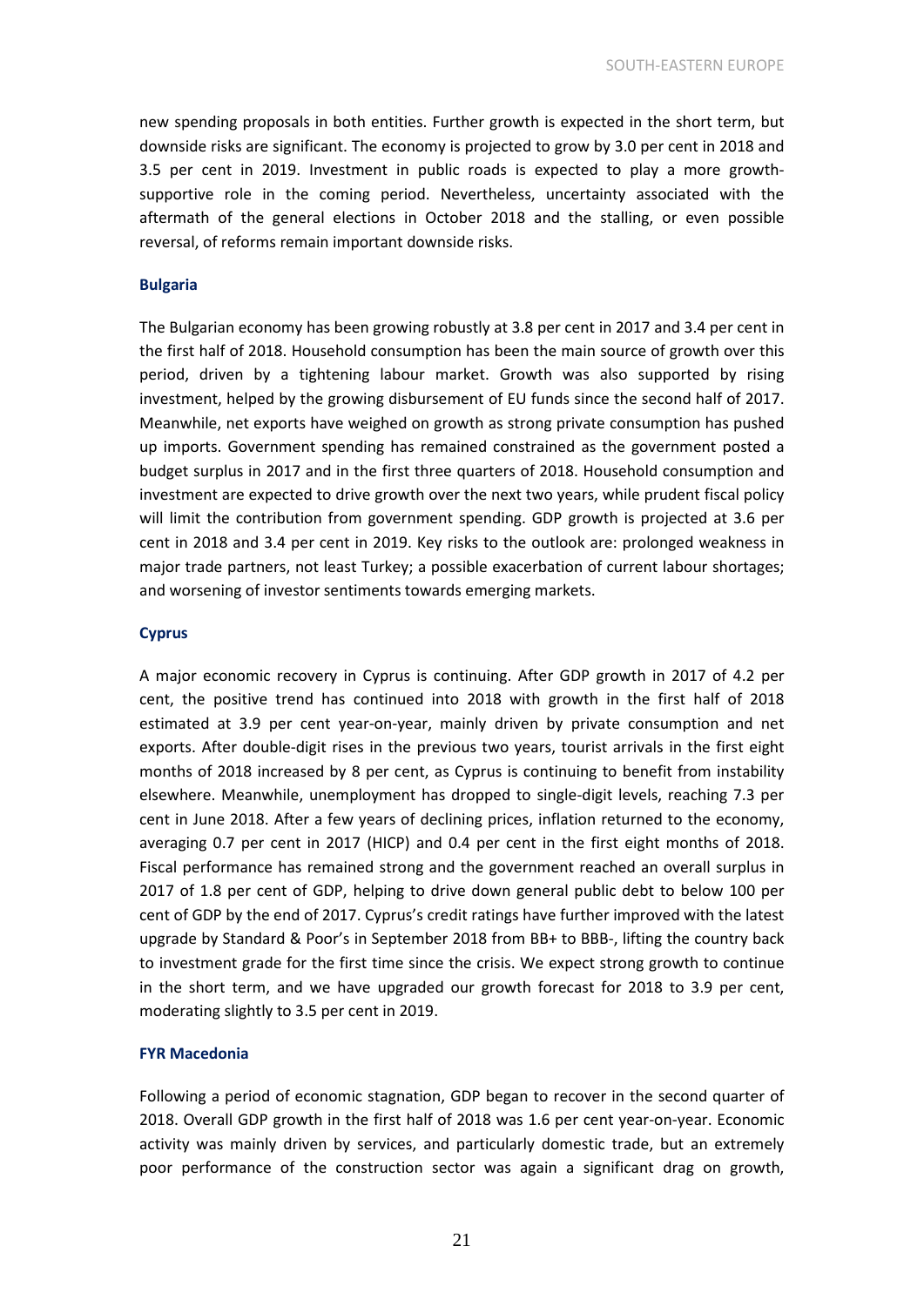new spending proposals in both entities. Further growth is expected in the short term, but downside risks are significant. The economy is projected to grow by 3.0 per cent in 2018 and 3.5 per cent in 2019. Investment in public roads is expected to play a more growth-supportive role in the coming period. Nevertheless, uncertainty associated with the aftermath of the general elections in October 2018 and the stalling, or even possible reversal, of reforms remain important downside risks.

### Bulgaria

The Bulgarian economy has been growing robustly at 3.8 per cent in 2017 and 3.4 per cent in the first half of 2018. Household consumption has been the main source of growth over this period, driven by a tightening labour market. Growth was also supported by rising investment, helped by the growing disbursement of EU funds since the second half of 2017. Meanwhile, net exports have weighed on growth as strong private consumption has pushed up imports. Government spending has remained constrained as the government posted a budget surplus in 2017 and in the first three quarters of 2018. Household consumption and investment are expected to drive growth over the next two years, while prudent fiscal policy will limit the contribution from government spending. GDP growth is projected at 3.6 per cent in 2018 and 3.4 per cent in 2019. Key risks to the outlook are: prolonged weakness in major trade partners, not least Turkey; a possible exacerbation of current labour shortages; and worsening of investor sentiments towards emerging markets.

### Cyprus

A major economic recovery in Cyprus is continuing. After GDP growth in 2017 of 4.2 per cent, the positive trend has continued into 2018 with growth in the first half of 2018 estimated at 3.9 per cent year-on-year, mainly driven by private consumption and net exports. After double-digit rises in the previous two years, tourist arrivals in the first eight months of 2018 increased by 8 per cent, as Cyprus is continuing to benefit from instability elsewhere. Meanwhile, unemployment has dropped to single-digit levels, reaching 7.3 per cent in June 2018. After a few years of declining prices, inflation returned to the economy, averaging 0.7 per cent in 2017 (HICP) and 0.4 per cent in the first eight months of 2018. Fiscal performance has remained strong and the government reached an overall surplus in 2017 of 1.8 per cent of GDP, helping to drive down general public debt to below 100 per cent of GDP by the end of 2017. Cyprus's credit ratings have further improved with the latest upgrade by Standard & Poor's in September 2018 from BB+ to BBB-, lifting the country back to investment grade for the first time since the crisis. We expect strong growth to continue in the short term, and we have upgraded our growth forecast for 2018 to 3.9 per cent, moderating slightly to 3.5 per cent in 2019.

### FYR Macedonia

Following a period of economic stagnation, GDP began to recover in the second quarter of 2018. Overall GDP growth in the first half of 2018 was 1.6 per cent year-on-year. Economic activity was mainly driven by services, and particularly domestic trade, but an extremely poor performance of the construction sector was again a significant drag on growth,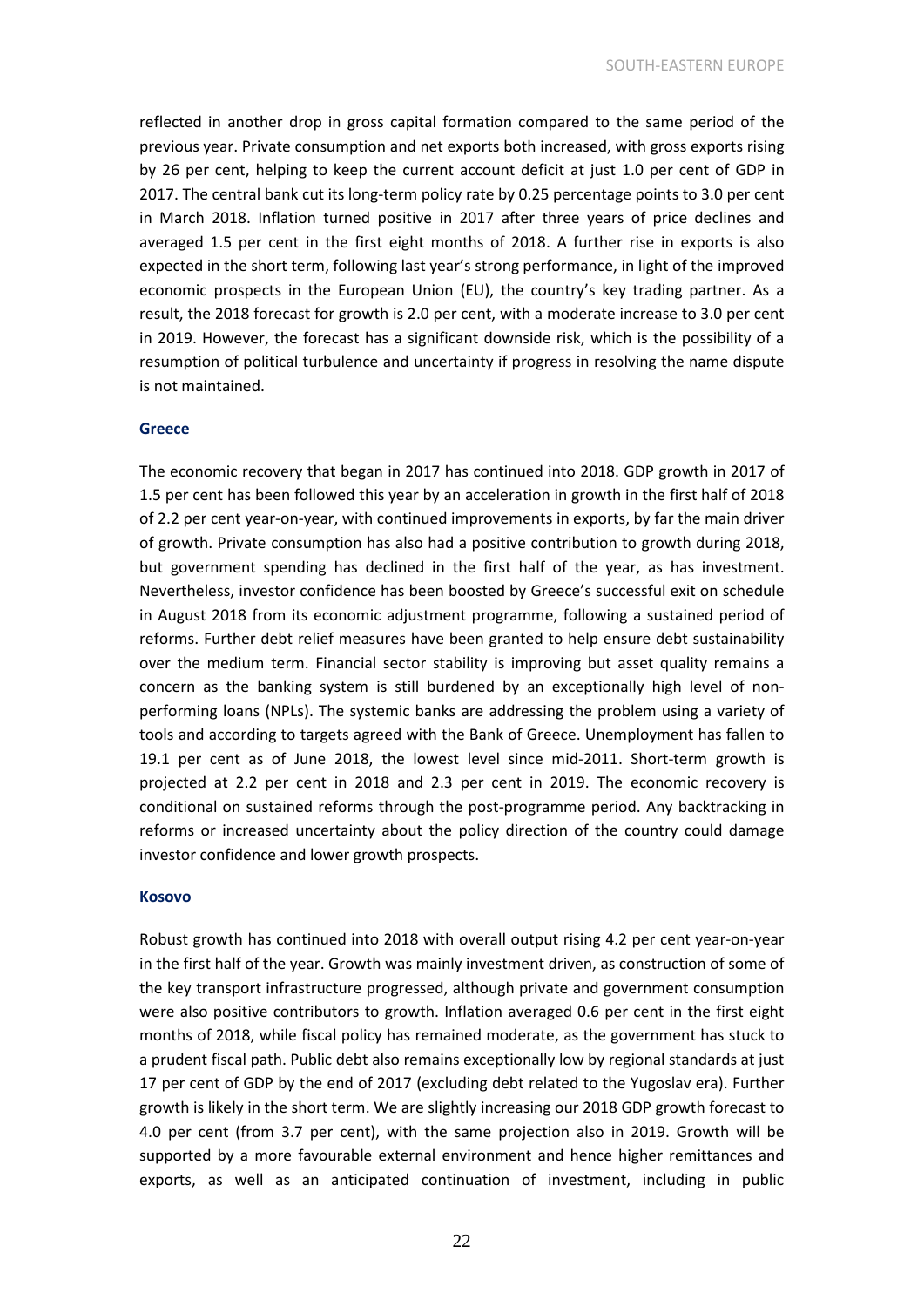reflected in another drop in gross capital formation compared to the same period of the previous year. Private consumption and net exports both increased, with gross exports rising by 26 per cent, helping to keep the current account deficit at just 1.0 per cent of GDP in 2017. The central bank cut its long-term policy rate by 0.25 percentage points to 3.0 per cent in March 2018. Inflation turned positive in 2017 after three years of price declines and averaged 1.5 per cent in the first eight months of 2018. A further rise in exports is also expected in the short term, following last year's strong performance, in light of the improved economic prospects in the European Union (EU), the country's key trading partner. As a result, the 2018 forecast for growth is 2.0 per cent, with a moderate increase to 3.0 per cent in 2019. However, the forecast has a significant downside risk, which is the possibility of a resumption of political turbulence and uncertainty if progress in resolving the name dispute is not maintained.

#### Greece

The economic recovery that began in 2017 has continued into 2018. GDP growth in 2017 of 1.5 per cent has been followed this year by an acceleration in growth in the first half of 2018 of 2.2 per cent year-on-year, with continued improvements in exports, by far the main driver of growth. Private consumption has also had a positive contribution to growth during 2018, but government spending has declined in the first half of the year, as has investment. Nevertheless, investor confidence has been boosted by Greece's successful exit on schedule in August 2018 from its economic adjustment programme, following a sustained period of reforms. Further debt relief measures have been granted to help ensure debt sustainability over the medium term. Financial sector stability is improving but asset quality remains a concern as the banking system is still burdened by an exceptionally high level of non-performing loans (NPLs). The systemic banks are addressing the problem using a variety of tools and according to targets agreed with the Bank of Greece. Unemployment has fallen to 19.1 per cent as of June 2018, the lowest level since mid-2011. Short-term growth is projected at 2.2 per cent in 2018 and 2.3 per cent in 2019. The economic recovery is conditional on sustained reforms through the post-programme period. Any backtracking in reforms or increased uncertainty about the policy direction of the country could damage investor confidence and lower growth prospects.

#### Kosovo

Robust growth has continued into 2018 with overall output rising 4.2 per cent year-on-year in the first half of the year. Growth was mainly investment driven, as construction of some of the key transport infrastructure progressed, although private and government consumption were also positive contributors to growth. Inflation averaged 0.6 per cent in the first eight months of 2018, while fiscal policy has remained moderate, as the government has stuck to a prudent fiscal path. Public debt also remains exceptionally low by regional standards at just 17 per cent of GDP by the end of 2017 (excluding debt related to the Yugoslav era). Further growth is likely in the short term. We are slightly increasing our 2018 GDP growth forecast to 4.0 per cent (from 3.7 per cent), with the same projection also in 2019. Growth will be supported by a more favourable external environment and hence higher remittances and exports, as well as an anticipated continuation of investment, including in public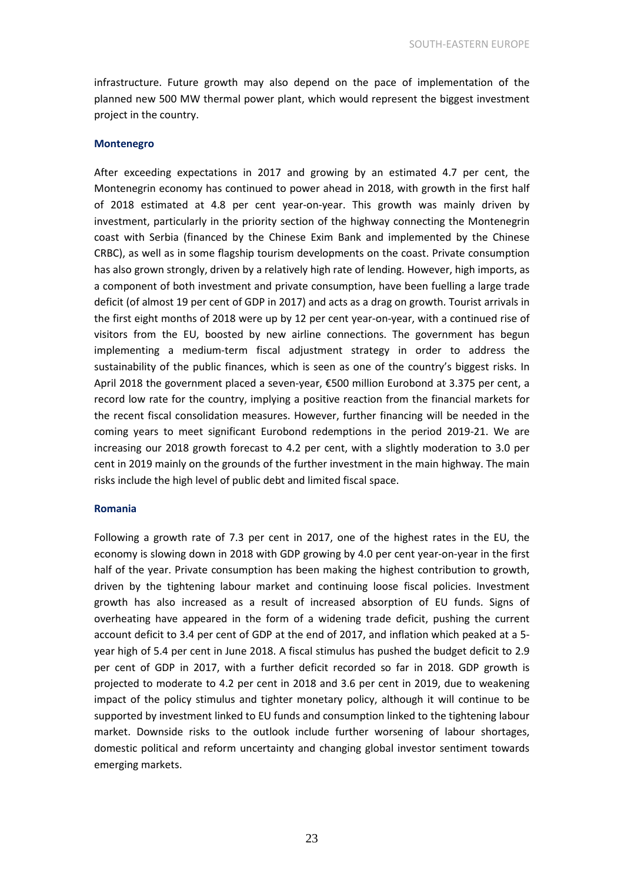infrastructure. Future growth may also depend on the pace of implementation of the planned new 500 MW thermal power plant, which would represent the biggest investment project in the country.

### Montenegro

After exceeding expectations in 2017 and growing by an estimated 4.7 per cent, the Montenegrin economy has continued to power ahead in 2018, with growth in the first half of 2018 estimated at 4.8 per cent year-on-year. This growth was mainly driven by investment, particularly in the priority section of the highway connecting the Montenegrin coast with Serbia (financed by the Chinese Exim Bank and implemented by the Chinese CRBC), as well as in some flagship tourism developments on the coast. Private consumption has also grown strongly, driven by a relatively high rate of lending. However, high imports, as a component of both investment and private consumption, have been fuelling a large trade deficit (of almost 19 per cent of GDP in 2017) and acts as a drag on growth. Tourist arrivals in the first eight months of 2018 were up by 12 per cent year-on-year, with a continued rise of visitors from the EU, boosted by new airline connections. The government has begun implementing a medium-term fiscal adjustment strategy in order to address the sustainability of the public finances, which is seen as one of the country's biggest risks. In April 2018 the government placed a seven-year, €500 million Eurobond at 3.375 per cent, a record low rate for the country, implying a positive reaction from the financial markets for the recent fiscal consolidation measures. However, further financing will be needed in the coming years to meet significant Eurobond redemptions in the period 2019-21. We are increasing our 2018 growth forecast to 4.2 per cent, with a slightly moderation to 3.0 per cent in 2019 mainly on the grounds of the further investment in the main highway. The main risks include the high level of public debt and limited fiscal space.

### Romania

Following a growth rate of 7.3 per cent in 2017, one of the highest rates in the EU, the economy is slowing down in 2018 with GDP growing by 4.0 per cent year-on-year in the first half of the year. Private consumption has been making the highest contribution to growth, driven by the tightening labour market and continuing loose fiscal policies. Investment growth has also increased as a result of increased absorption of EU funds. Signs of overheating have appeared in the form of a widening trade deficit, pushing the current account deficit to 3.4 per cent of GDP at the end of 2017, and inflation which peaked at a 5-year high of 5.4 per cent in June 2018. A fiscal stimulus has pushed the budget deficit to 2.9 per cent of GDP in 2017, with a further deficit recorded so far in 2018. GDP growth is projected to moderate to 4.2 per cent in 2018 and 3.6 per cent in 2019, due to weakening impact of the policy stimulus and tighter monetary policy, although it will continue to be supported by investment linked to EU funds and consumption linked to the tightening labour market. Downside risks to the outlook include further worsening of labour shortages, domestic political and reform uncertainty and changing global investor sentiment towards emerging markets.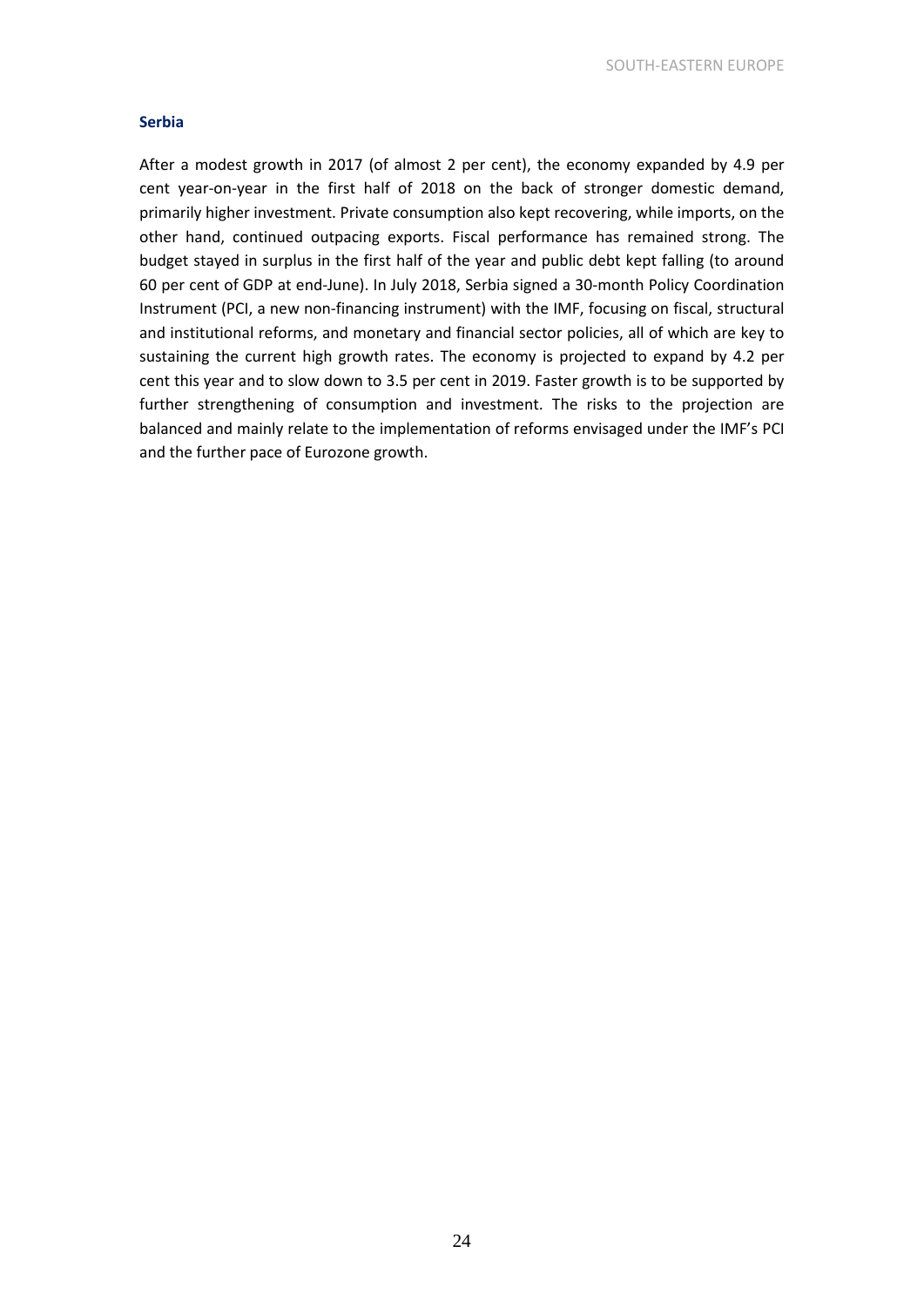### Serbia

After a modest growth in 2017 (of almost 2 per cent), the economy expanded by 4.9 per cent year-on-year in the first half of 2018 on the back of stronger domestic demand, primarily higher investment. Private consumption also kept recovering, while imports, on the other hand, continued outpacing exports. Fiscal performance has remained strong. The budget stayed in surplus in the first half of the year and public debt kept falling (to around 60 per cent of GDP at end-June). In July 2018, Serbia signed a 30-month Policy Coordination Instrument (PCI, a new non-financing instrument) with the IMF, focusing on fiscal, structural and institutional reforms, and monetary and financial sector policies, all of which are key to sustaining the current high growth rates. The economy is projected to expand by 4.2 per cent this year and to slow down to 3.5 per cent in 2019. Faster growth is to be supported by further strengthening of consumption and investment. The risks to the projection are balanced and mainly relate to the implementation of reforms envisaged under the IMF's PCI and the further pace of Eurozone growth.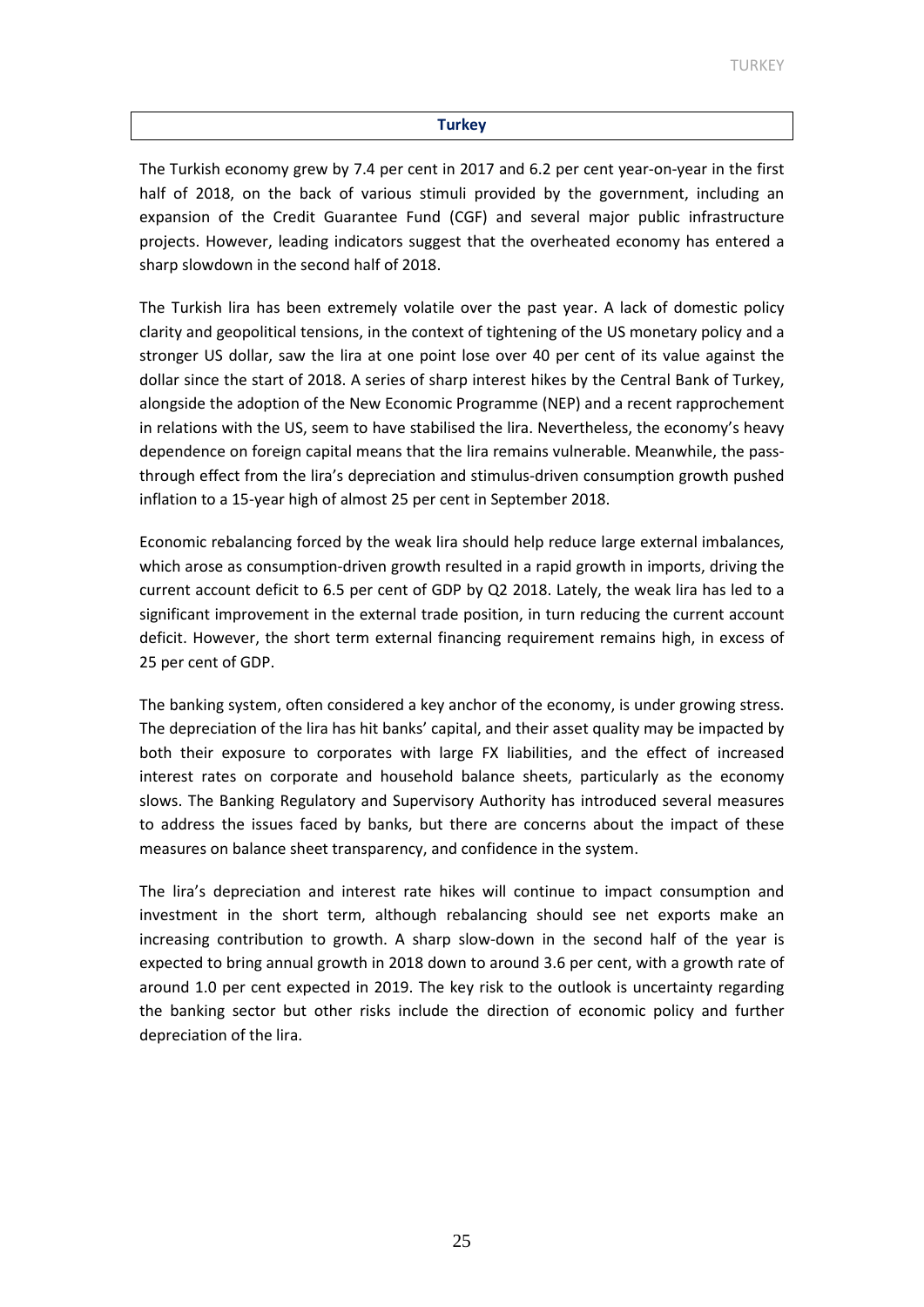## Turkey

The Turkish economy grew by 7.4 per cent in 2017 and 6.2 per cent year-on-year in the first half of 2018, on the back of various stimuli provided by the government, including an expansion of the Credit Guarantee Fund (CGF) and several major public infrastructure projects. However, leading indicators suggest that the overheated economy has entered a sharp slowdown in the second half of 2018.

The Turkish lira has been extremely volatile over the past year. A lack of domestic policy clarity and geopolitical tensions, in the context of tightening of the US monetary policy and a stronger US dollar, saw the lira at one point lose over 40 per cent of its value against the dollar since the start of 2018. A series of sharp interest hikes by the Central Bank of Turkey, alongside the adoption of the New Economic Programme (NEP) and a recent rapprochement in relations with the US, seem to have stabilised the lira. Nevertheless, the economy's heavy dependence on foreign capital means that the lira remains vulnerable. Meanwhile, the pass-through effect from the lira's depreciation and stimulus-driven consumption growth pushed inflation to a 15-year high of almost 25 per cent in September 2018.

Economic rebalancing forced by the weak lira should help reduce large external imbalances, which arose as consumption-driven growth resulted in a rapid growth in imports, driving the current account deficit to 6.5 per cent of GDP by Q2 2018. Lately, the weak lira has led to a significant improvement in the external trade position, in turn reducing the current account deficit. However, the short term external financing requirement remains high, in excess of 25 per cent of GDP.

The banking system, often considered a key anchor of the economy, is under growing stress. The depreciation of the lira has hit banks' capital, and their asset quality may be impacted by both their exposure to corporates with large FX liabilities, and the effect of increased interest rates on corporate and household balance sheets, particularly as the economy slows. The Banking Regulatory and Supervisory Authority has introduced several measures to address the issues faced by banks, but there are concerns about the impact of these measures on balance sheet transparency, and confidence in the system.

The lira's depreciation and interest rate hikes will continue to impact consumption and investment in the short term, although rebalancing should see net exports make an increasing contribution to growth. A sharp slow-down in the second half of the year is expected to bring annual growth in 2018 down to around 3.6 per cent, with a growth rate of around 1.0 per cent expected in 2019. The key risk to the outlook is uncertainty regarding the banking sector but other risks include the direction of economic policy and further depreciation of the lira.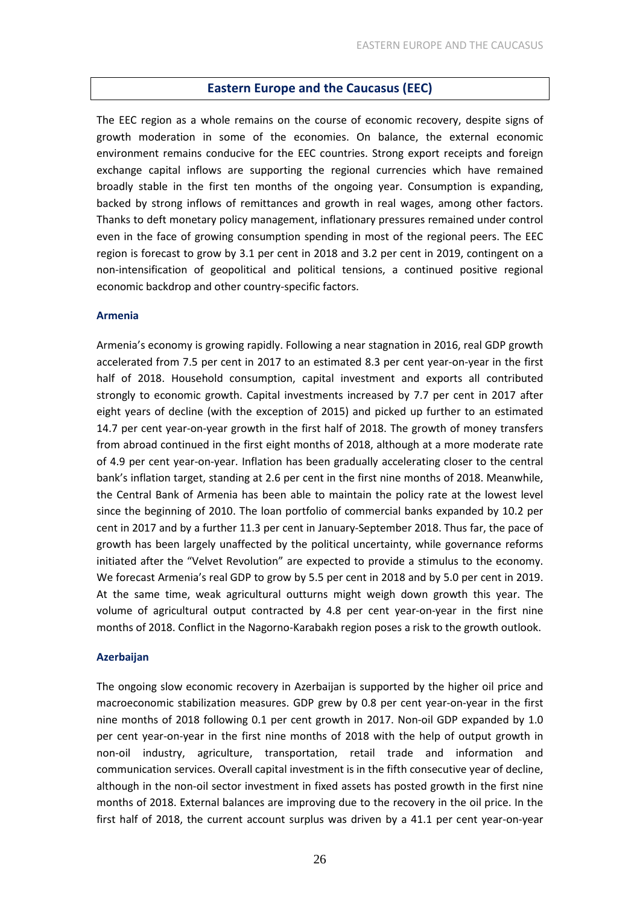## Eastern Europe and the Caucasus (EEC)

The EEC region as a whole remains on the course of economic recovery, despite signs of growth moderation in some of the economies. On balance, the external economic environment remains conducive for the EEC countries. Strong export receipts and foreign exchange capital inflows are supporting the regional currencies which have remained broadly stable in the first ten months of the ongoing year. Consumption is expanding, backed by strong inflows of remittances and growth in real wages, among other factors. Thanks to deft monetary policy management, inflationary pressures remained under control even in the face of growing consumption spending in most of the regional peers. The EEC region is forecast to grow by 3.1 per cent in 2018 and 3.2 per cent in 2019, contingent on a non-intensification of geopolitical and political tensions, a continued positive regional economic backdrop and other country-specific factors.

### Armenia

Armenia's economy is growing rapidly. Following a near stagnation in 2016, real GDP growth accelerated from 7.5 per cent in 2017 to an estimated 8.3 per cent year-on-year in the first half of 2018. Household consumption, capital investment and exports all contributed strongly to economic growth. Capital investments increased by 7.7 per cent in 2017 after eight years of decline (with the exception of 2015) and picked up further to an estimated 14.7 per cent year-on-year growth in the first half of 2018. The growth of money transfers from abroad continued in the first eight months of 2018, although at a more moderate rate of 4.9 per cent year-on-year. Inflation has been gradually accelerating closer to the central bank's inflation target, standing at 2.6 per cent in the first nine months of 2018. Meanwhile, the Central Bank of Armenia has been able to maintain the policy rate at the lowest level since the beginning of 2010. The loan portfolio of commercial banks expanded by 10.2 per cent in 2017 and by a further 11.3 per cent in January-September 2018. Thus far, the pace of growth has been largely unaffected by the political uncertainty, while governance reforms initiated after the "Velvet Revolution" are expected to provide a stimulus to the economy. We forecast Armenia's real GDP to grow by 5.5 per cent in 2018 and by 5.0 per cent in 2019. At the same time, weak agricultural outturns might weigh down growth this year. The volume of agricultural output contracted by 4.8 per cent year-on-year in the first nine months of 2018. Conflict in the Nagorno-Karabakh region poses a risk to the growth outlook.

### Azerbaijan

The ongoing slow economic recovery in Azerbaijan is supported by the higher oil price and macroeconomic stabilization measures. GDP grew by 0.8 per cent year-on-year in the first nine months of 2018 following 0.1 per cent growth in 2017. Non-oil GDP expanded by 1.0 per cent year-on-year in the first nine months of 2018 with the help of output growth in non-oil industry, agriculture, transportation, retail trade and information and communication services. Overall capital investment is in the fifth consecutive year of decline, although in the non-oil sector investment in fixed assets has posted growth in the first nine months of 2018. External balances are improving due to the recovery in the oil price. In the first half of 2018, the current account surplus was driven by a 41.1 per cent year-on-year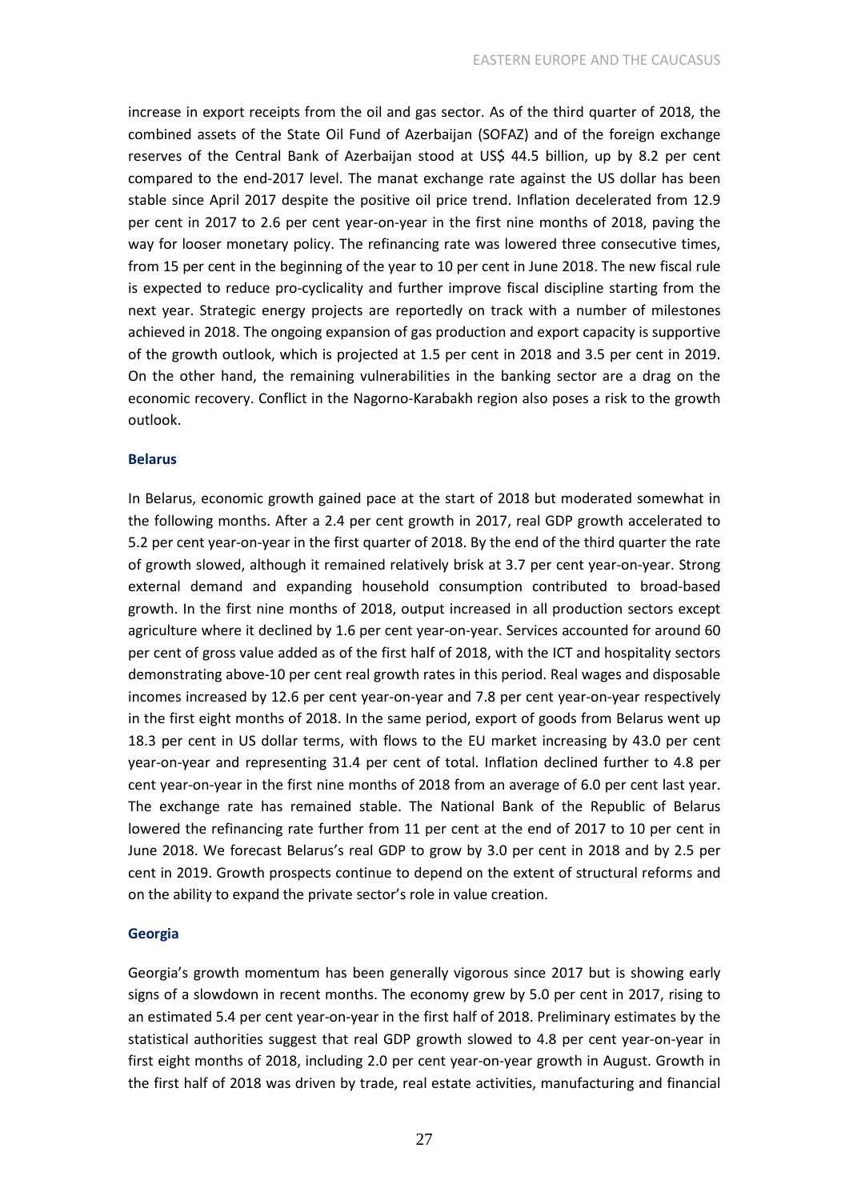increase in export receipts from the oil and gas sector. As of the third quarter of 2018, the combined assets of the State Oil Fund of Azerbaijan (SOFAZ) and of the foreign exchange reserves of the Central Bank of Azerbaijan stood at US$ 44.5 billion, up by 8.2 per cent compared to the end-2017 level. The manat exchange rate against the US dollar has been stable since April 2017 despite the positive oil price trend. Inflation decelerated from 12.9 per cent in 2017 to 2.6 per cent year-on-year in the first nine months of 2018, paving the way for looser monetary policy. The refinancing rate was lowered three consecutive times, from 15 per cent in the beginning of the year to 10 per cent in June 2018. The new fiscal rule is expected to reduce pro-cyclicality and further improve fiscal discipline starting from the next year. Strategic energy projects are reportedly on track with a number of milestones achieved in 2018. The ongoing expansion of gas production and export capacity is supportive of the growth outlook, which is projected at 1.5 per cent in 2018 and 3.5 per cent in 2019. On the other hand, the remaining vulnerabilities in the banking sector are a drag on the economic recovery. Conflict in the Nagorno-Karabakh region also poses a risk to the growth outlook.

#### Belarus

In Belarus, economic growth gained pace at the start of 2018 but moderated somewhat in the following months. After a 2.4 per cent growth in 2017, real GDP growth accelerated to 5.2 per cent year-on-year in the first quarter of 2018. By the end of the third quarter the rate of growth slowed, although it remained relatively brisk at 3.7 per cent year-on-year. Strong external demand and expanding household consumption contributed to broad-based growth. In the first nine months of 2018, output increased in all production sectors except agriculture where it declined by 1.6 per cent year-on-year. Services accounted for around 60 per cent of gross value added as of the first half of 2018, with the ICT and hospitality sectors demonstrating above-10 per cent real growth rates in this period. Real wages and disposable incomes increased by 12.6 per cent year-on-year and 7.8 per cent year-on-year respectively in the first eight months of 2018. In the same period, export of goods from Belarus went up 18.3 per cent in US dollar terms, with flows to the EU market increasing by 43.0 per cent year-on-year and representing 31.4 per cent of total. Inflation declined further to 4.8 per cent year-on-year in the first nine months of 2018 from an average of 6.0 per cent last year. The exchange rate has remained stable. The National Bank of the Republic of Belarus lowered the refinancing rate further from 11 per cent at the end of 2017 to 10 per cent in June 2018. We forecast Belarus's real GDP to grow by 3.0 per cent in 2018 and by 2.5 per cent in 2019. Growth prospects continue to depend on the extent of structural reforms and on the ability to expand the private sector's role in value creation.

#### Georgia

Georgia's growth momentum has been generally vigorous since 2017 but is showing early signs of a slowdown in recent months. The economy grew by 5.0 per cent in 2017, rising to an estimated 5.4 per cent year-on-year in the first half of 2018. Preliminary estimates by the statistical authorities suggest that real GDP growth slowed to 4.8 per cent year-on-year in first eight months of 2018, including 2.0 per cent year-on-year growth in August. Growth in the first half of 2018 was driven by trade, real estate activities, manufacturing and financial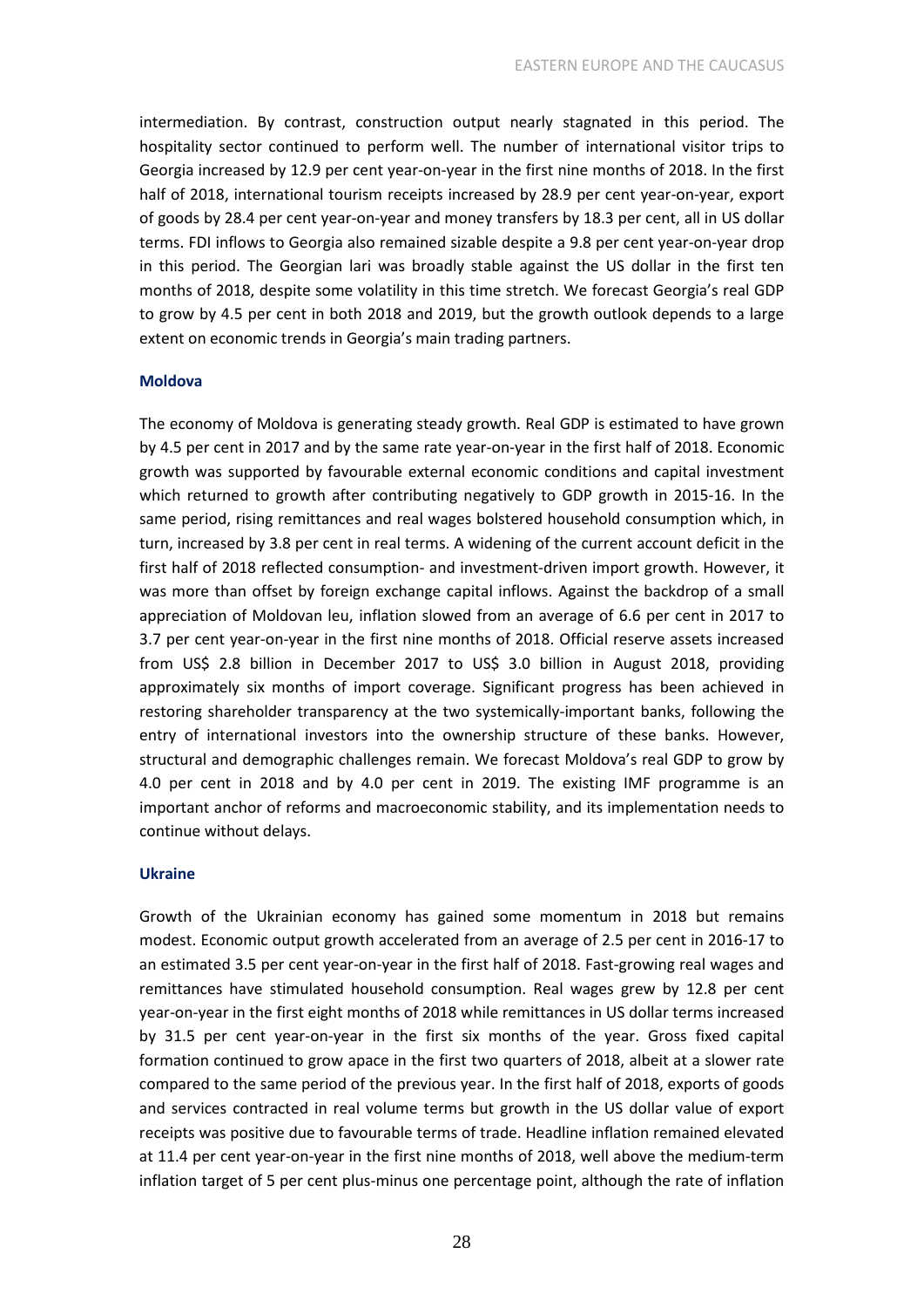intermediation. By contrast, construction output nearly stagnated in this period. The hospitality sector continued to perform well. The number of international visitor trips to Georgia increased by 12.9 per cent year-on-year in the first nine months of 2018. In the first half of 2018, international tourism receipts increased by 28.9 per cent year-on-year, export of goods by 28.4 per cent year-on-year and money transfers by 18.3 per cent, all in US dollar terms. FDI inflows to Georgia also remained sizable despite a 9.8 per cent year-on-year drop in this period. The Georgian lari was broadly stable against the US dollar in the first ten months of 2018, despite some volatility in this time stretch. We forecast Georgia's real GDP to grow by 4.5 per cent in both 2018 and 2019, but the growth outlook depends to a large extent on economic trends in Georgia's main trading partners.

#### Moldova

The economy of Moldova is generating steady growth. Real GDP is estimated to have grown by 4.5 per cent in 2017 and by the same rate year-on-year in the first half of 2018. Economic growth was supported by favourable external economic conditions and capital investment which returned to growth after contributing negatively to GDP growth in 2015-16. In the same period, rising remittances and real wages bolstered household consumption which, in turn, increased by 3.8 per cent in real terms. A widening of the current account deficit in the first half of 2018 reflected consumption- and investment-driven import growth. However, it was more than offset by foreign exchange capital inflows. Against the backdrop of a small appreciation of Moldovan leu, inflation slowed from an average of 6.6 per cent in 2017 to 3.7 per cent year-on-year in the first nine months of 2018. Official reserve assets increased from US$ 2.8 billion in December 2017 to US$ 3.0 billion in August 2018, providing approximately six months of import coverage. Significant progress has been achieved in restoring shareholder transparency at the two systemically-important banks, following the entry of international investors into the ownership structure of these banks. However, structural and demographic challenges remain. We forecast Moldova's real GDP to grow by 4.0 per cent in 2018 and by 4.0 per cent in 2019. The existing IMF programme is an important anchor of reforms and macroeconomic stability, and its implementation needs to continue without delays.

#### Ukraine

Growth of the Ukrainian economy has gained some momentum in 2018 but remains modest. Economic output growth accelerated from an average of 2.5 per cent in 2016-17 to an estimated 3.5 per cent year-on-year in the first half of 2018. Fast-growing real wages and remittances have stimulated household consumption. Real wages grew by 12.8 per cent year-on-year in the first eight months of 2018 while remittances in US dollar terms increased by 31.5 per cent year-on-year in the first six months of the year. Gross fixed capital formation continued to grow apace in the first two quarters of 2018, albeit at a slower rate compared to the same period of the previous year. In the first half of 2018, exports of goods and services contracted in real volume terms but growth in the US dollar value of export receipts was positive due to favourable terms of trade. Headline inflation remained elevated at 11.4 per cent year-on-year in the first nine months of 2018, well above the medium-term inflation target of 5 per cent plus-minus one percentage point, although the rate of inflation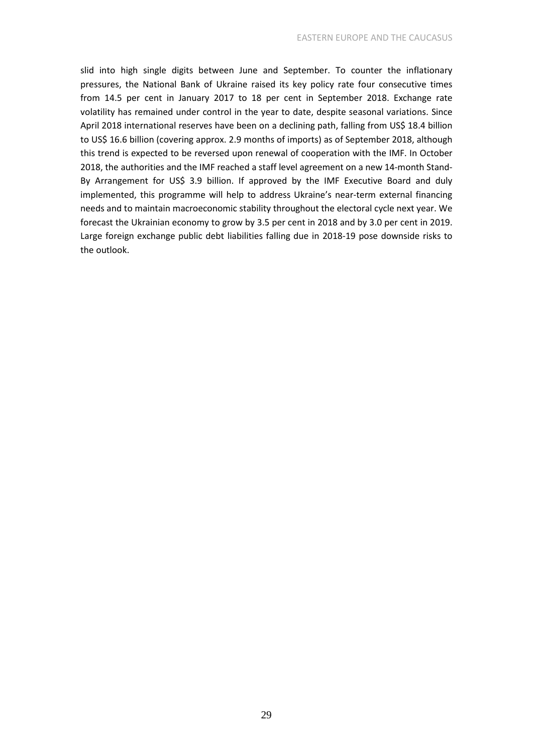slid into high single digits between June and September. To counter the inflationary pressures, the National Bank of Ukraine raised its key policy rate four consecutive times from 14.5 per cent in January 2017 to 18 per cent in September 2018. Exchange rate volatility has remained under control in the year to date, despite seasonal variations. Since April 2018 international reserves have been on a declining path, falling from US$ 18.4 billion to US$ 16.6 billion (covering approx. 2.9 months of imports) as of September 2018, although this trend is expected to be reversed upon renewal of cooperation with the IMF. In October 2018, the authorities and the IMF reached a staff level agreement on a new 14-month Stand-By Arrangement for US$ 3.9 billion. If approved by the IMF Executive Board and duly implemented, this programme will help to address Ukraine's near-term external financing needs and to maintain macroeconomic stability throughout the electoral cycle next year. We forecast the Ukrainian economy to grow by 3.5 per cent in 2018 and by 3.0 per cent in 2019. Large foreign exchange public debt liabilities falling due in 2018-19 pose downside risks to the outlook.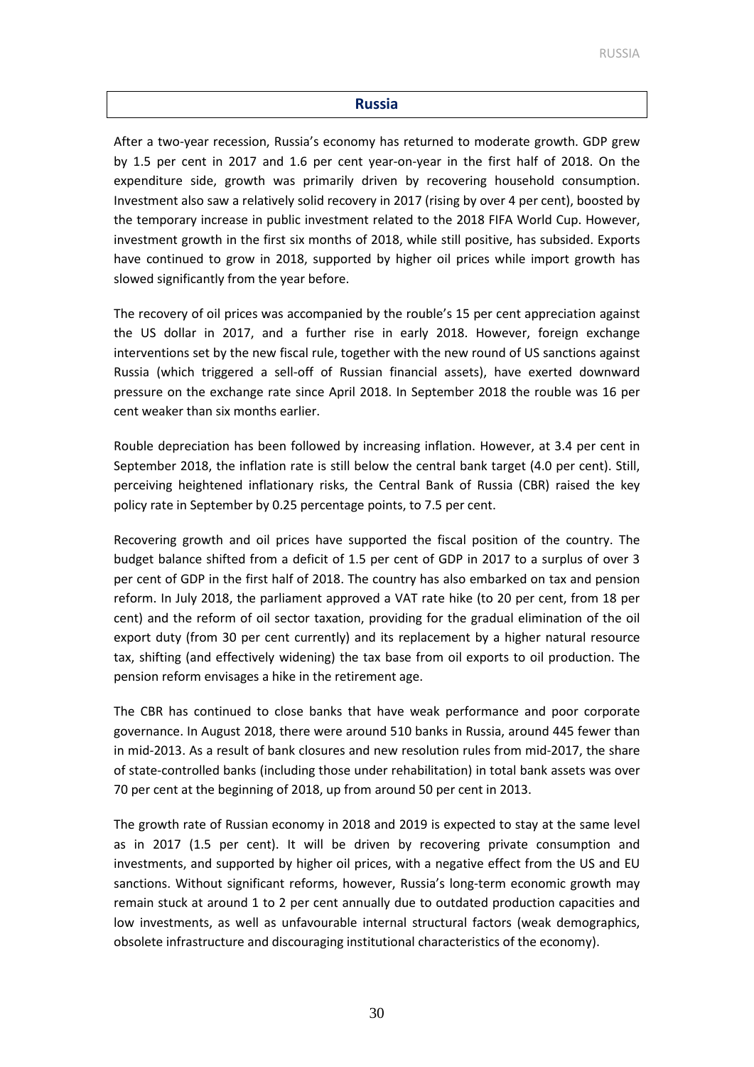## Russia

After a two-year recession, Russia's economy has returned to moderate growth. GDP grew by 1.5 per cent in 2017 and 1.6 per cent year-on-year in the first half of 2018. On the expenditure side, growth was primarily driven by recovering household consumption. Investment also saw a relatively solid recovery in 2017 (rising by over 4 per cent), boosted by the temporary increase in public investment related to the 2018 FIFA World Cup. However, investment growth in the first six months of 2018, while still positive, has subsided. Exports have continued to grow in 2018, supported by higher oil prices while import growth has slowed significantly from the year before.

The recovery of oil prices was accompanied by the rouble's 15 per cent appreciation against the US dollar in 2017, and a further rise in early 2018. However, foreign exchange interventions set by the new fiscal rule, together with the new round of US sanctions against Russia (which triggered a sell-off of Russian financial assets), have exerted downward pressure on the exchange rate since April 2018. In September 2018 the rouble was 16 per cent weaker than six months earlier.

Rouble depreciation has been followed by increasing inflation. However, at 3.4 per cent in September 2018, the inflation rate is still below the central bank target (4.0 per cent). Still, perceiving heightened inflationary risks, the Central Bank of Russia (CBR) raised the key policy rate in September by 0.25 percentage points, to 7.5 per cent.

Recovering growth and oil prices have supported the fiscal position of the country. The budget balance shifted from a deficit of 1.5 per cent of GDP in 2017 to a surplus of over 3 per cent of GDP in the first half of 2018. The country has also embarked on tax and pension reform. In July 2018, the parliament approved a VAT rate hike (to 20 per cent, from 18 per cent) and the reform of oil sector taxation, providing for the gradual elimination of the oil export duty (from 30 per cent currently) and its replacement by a higher natural resource tax, shifting (and effectively widening) the tax base from oil exports to oil production. The pension reform envisages a hike in the retirement age.

The CBR has continued to close banks that have weak performance and poor corporate governance. In August 2018, there were around 510 banks in Russia, around 445 fewer than in mid-2013. As a result of bank closures and new resolution rules from mid-2017, the share of state-controlled banks (including those under rehabilitation) in total bank assets was over 70 per cent at the beginning of 2018, up from around 50 per cent in 2013.

The growth rate of Russian economy in 2018 and 2019 is expected to stay at the same level as in 2017 (1.5 per cent). It will be driven by recovering private consumption and investments, and supported by higher oil prices, with a negative effect from the US and EU sanctions. Without significant reforms, however, Russia's long-term economic growth may remain stuck at around 1 to 2 per cent annually due to outdated production capacities and low investments, as well as unfavourable internal structural factors (weak demographics, obsolete infrastructure and discouraging institutional characteristics of the economy).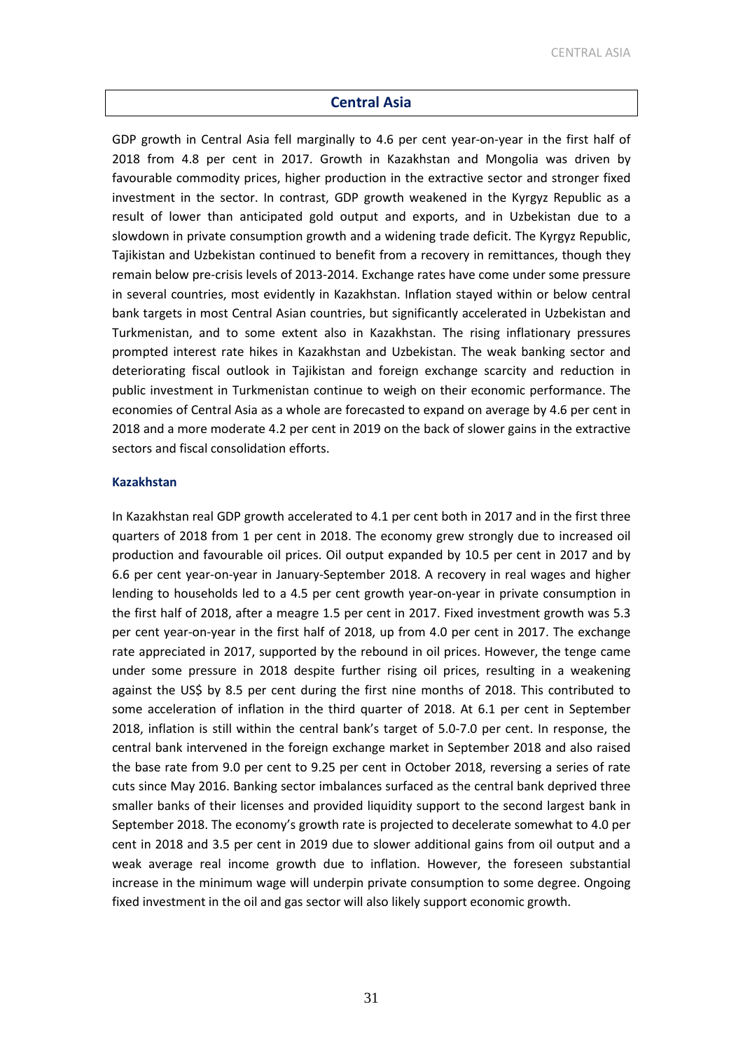## Central Asia

GDP growth in Central Asia fell marginally to 4.6 per cent year-on-year in the first half of 2018 from 4.8 per cent in 2017. Growth in Kazakhstan and Mongolia was driven by favourable commodity prices, higher production in the extractive sector and stronger fixed investment in the sector. In contrast, GDP growth weakened in the Kyrgyz Republic as a result of lower than anticipated gold output and exports, and in Uzbekistan due to a slowdown in private consumption growth and a widening trade deficit. The Kyrgyz Republic, Tajikistan and Uzbekistan continued to benefit from a recovery in remittances, though they remain below pre-crisis levels of 2013-2014. Exchange rates have come under some pressure in several countries, most evidently in Kazakhstan. Inflation stayed within or below central bank targets in most Central Asian countries, but significantly accelerated in Uzbekistan and Turkmenistan, and to some extent also in Kazakhstan. The rising inflationary pressures prompted interest rate hikes in Kazakhstan and Uzbekistan. The weak banking sector and deteriorating fiscal outlook in Tajikistan and foreign exchange scarcity and reduction in public investment in Turkmenistan continue to weigh on their economic performance. The economies of Central Asia as a whole are forecasted to expand on average by 4.6 per cent in 2018 and a more moderate 4.2 per cent in 2019 on the back of slower gains in the extractive sectors and fiscal consolidation efforts.

### Kazakhstan

In Kazakhstan real GDP growth accelerated to 4.1 per cent both in 2017 and in the first three quarters of 2018 from 1 per cent in 2018. The economy grew strongly due to increased oil production and favourable oil prices. Oil output expanded by 10.5 per cent in 2017 and by 6.6 per cent year-on-year in January-September 2018. A recovery in real wages and higher lending to households led to a 4.5 per cent growth year-on-year in private consumption in the first half of 2018, after a meagre 1.5 per cent in 2017. Fixed investment growth was 5.3 per cent year-on-year in the first half of 2018, up from 4.0 per cent in 2017. The exchange rate appreciated in 2017, supported by the rebound in oil prices. However, the tenge came under some pressure in 2018 despite further rising oil prices, resulting in a weakening against the US$ by 8.5 per cent during the first nine months of 2018. This contributed to some acceleration of inflation in the third quarter of 2018. At 6.1 per cent in September 2018, inflation is still within the central bank's target of 5.0-7.0 per cent. In response, the central bank intervened in the foreign exchange market in September 2018 and also raised the base rate from 9.0 per cent to 9.25 per cent in October 2018, reversing a series of rate cuts since May 2016. Banking sector imbalances surfaced as the central bank deprived three smaller banks of their licenses and provided liquidity support to the second largest bank in September 2018. The economy's growth rate is projected to decelerate somewhat to 4.0 per cent in 2018 and 3.5 per cent in 2019 due to slower additional gains from oil output and a weak average real income growth due to inflation. However, the foreseen substantial increase in the minimum wage will underpin private consumption to some degree. Ongoing fixed investment in the oil and gas sector will also likely support economic growth.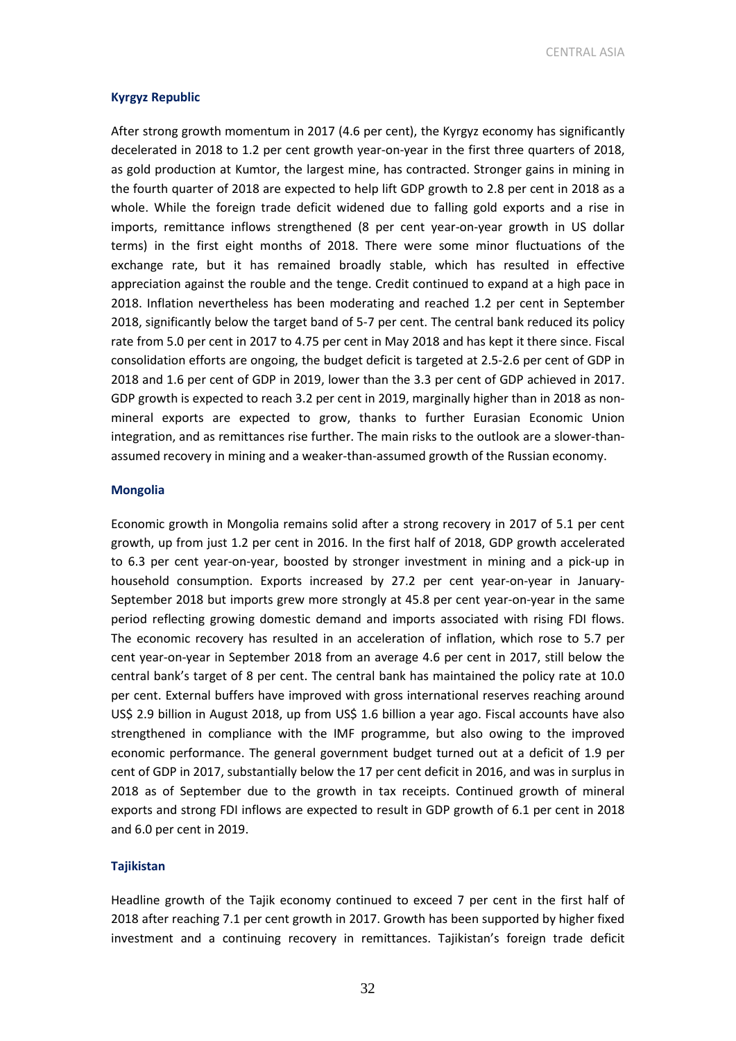### Kyrgyz Republic

After strong growth momentum in 2017 (4.6 per cent), the Kyrgyz economy has significantly decelerated in 2018 to 1.2 per cent growth year-on-year in the first three quarters of 2018, as gold production at Kumtor, the largest mine, has contracted. Stronger gains in mining in the fourth quarter of 2018 are expected to help lift GDP growth to 2.8 per cent in 2018 as a whole. While the foreign trade deficit widened due to falling gold exports and a rise in imports, remittance inflows strengthened (8 per cent year-on-year growth in US dollar terms) in the first eight months of 2018. There were some minor fluctuations of the exchange rate, but it has remained broadly stable, which has resulted in effective appreciation against the rouble and the tenge. Credit continued to expand at a high pace in 2018. Inflation nevertheless has been moderating and reached 1.2 per cent in September 2018, significantly below the target band of 5-7 per cent. The central bank reduced its policy rate from 5.0 per cent in 2017 to 4.75 per cent in May 2018 and has kept it there since. Fiscal consolidation efforts are ongoing, the budget deficit is targeted at 2.5-2.6 per cent of GDP in 2018 and 1.6 per cent of GDP in 2019, lower than the 3.3 per cent of GDP achieved in 2017. GDP growth is expected to reach 3.2 per cent in 2019, marginally higher than in 2018 as non-mineral exports are expected to grow, thanks to further Eurasian Economic Union integration, and as remittances rise further. The main risks to the outlook are a slower-than-assumed recovery in mining and a weaker-than-assumed growth of the Russian economy.

### Mongolia

Economic growth in Mongolia remains solid after a strong recovery in 2017 of 5.1 per cent growth, up from just 1.2 per cent in 2016. In the first half of 2018, GDP growth accelerated to 6.3 per cent year-on-year, boosted by stronger investment in mining and a pick-up in household consumption. Exports increased by 27.2 per cent year-on-year in January-September 2018 but imports grew more strongly at 45.8 per cent year-on-year in the same period reflecting growing domestic demand and imports associated with rising FDI flows. The economic recovery has resulted in an acceleration of inflation, which rose to 5.7 per cent year-on-year in September 2018 from an average 4.6 per cent in 2017, still below the central bank's target of 8 per cent. The central bank has maintained the policy rate at 10.0 per cent. External buffers have improved with gross international reserves reaching around US$ 2.9 billion in August 2018, up from US$ 1.6 billion a year ago. Fiscal accounts have also strengthened in compliance with the IMF programme, but also owing to the improved economic performance. The general government budget turned out at a deficit of 1.9 per cent of GDP in 2017, substantially below the 17 per cent deficit in 2016, and was in surplus in 2018 as of September due to the growth in tax receipts. Continued growth of mineral exports and strong FDI inflows are expected to result in GDP growth of 6.1 per cent in 2018 and 6.0 per cent in 2019.

### Tajikistan

Headline growth of the Tajik economy continued to exceed 7 per cent in the first half of 2018 after reaching 7.1 per cent growth in 2017. Growth has been supported by higher fixed investment and a continuing recovery in remittances. Tajikistan's foreign trade deficit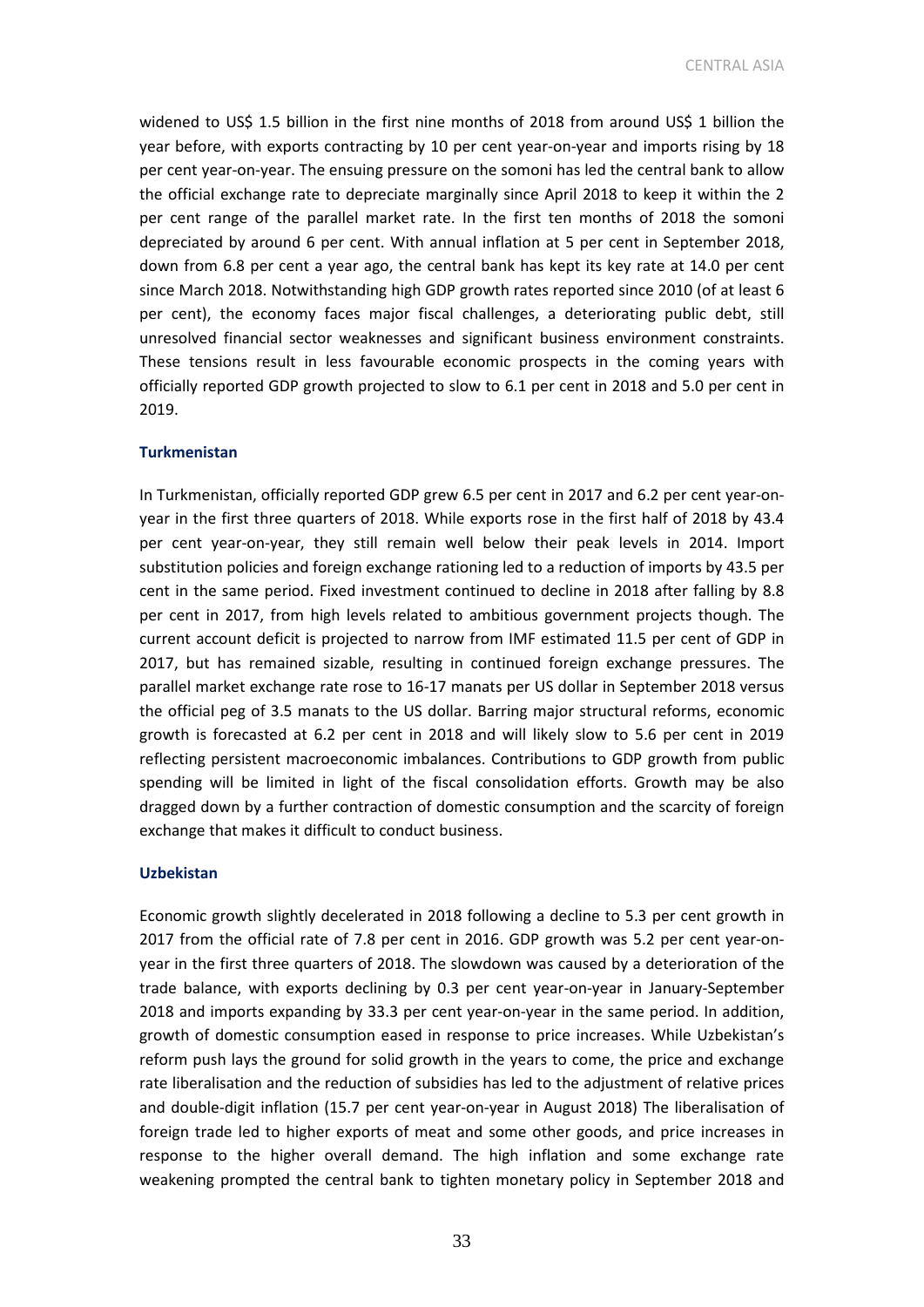widened to US$ 1.5 billion in the first nine months of 2018 from around US$ 1 billion the year before, with exports contracting by 10 per cent year-on-year and imports rising by 18 per cent year-on-year. The ensuing pressure on the somoni has led the central bank to allow the official exchange rate to depreciate marginally since April 2018 to keep it within the 2 per cent range of the parallel market rate. In the first ten months of 2018 the somoni depreciated by around 6 per cent. With annual inflation at 5 per cent in September 2018, down from 6.8 per cent a year ago, the central bank has kept its key rate at 14.0 per cent since March 2018. Notwithstanding high GDP growth rates reported since 2010 (of at least 6 per cent), the economy faces major fiscal challenges, a deteriorating public debt, still unresolved financial sector weaknesses and significant business environment constraints. These tensions result in less favourable economic prospects in the coming years with officially reported GDP growth projected to slow to 6.1 per cent in 2018 and 5.0 per cent in 2019.

### Turkmenistan

In Turkmenistan, officially reported GDP grew 6.5 per cent in 2017 and 6.2 per cent year-on-year in the first three quarters of 2018. While exports rose in the first half of 2018 by 43.4 per cent year-on-year, they still remain well below their peak levels in 2014. Import substitution policies and foreign exchange rationing led to a reduction of imports by 43.5 per cent in the same period. Fixed investment continued to decline in 2018 after falling by 8.8 per cent in 2017, from high levels related to ambitious government projects though. The current account deficit is projected to narrow from IMF estimated 11.5 per cent of GDP in 2017, but has remained sizable, resulting in continued foreign exchange pressures. The parallel market exchange rate rose to 16-17 manats per US dollar in September 2018 versus the official peg of 3.5 manats to the US dollar. Barring major structural reforms, economic growth is forecasted at 6.2 per cent in 2018 and will likely slow to 5.6 per cent in 2019 reflecting persistent macroeconomic imbalances. Contributions to GDP growth from public spending will be limited in light of the fiscal consolidation efforts. Growth may be also dragged down by a further contraction of domestic consumption and the scarcity of foreign exchange that makes it difficult to conduct business.

### Uzbekistan

Economic growth slightly decelerated in 2018 following a decline to 5.3 per cent growth in 2017 from the official rate of 7.8 per cent in 2016. GDP growth was 5.2 per cent year-on-year in the first three quarters of 2018. The slowdown was caused by a deterioration of the trade balance, with exports declining by 0.3 per cent year-on-year in January-September 2018 and imports expanding by 33.3 per cent year-on-year in the same period. In addition, growth of domestic consumption eased in response to price increases. While Uzbekistan's reform push lays the ground for solid growth in the years to come, the price and exchange rate liberalisation and the reduction of subsidies has led to the adjustment of relative prices and double-digit inflation (15.7 per cent year-on-year in August 2018) The liberalisation of foreign trade led to higher exports of meat and some other goods, and price increases in response to the higher overall demand. The high inflation and some exchange rate weakening prompted the central bank to tighten monetary policy in September 2018 and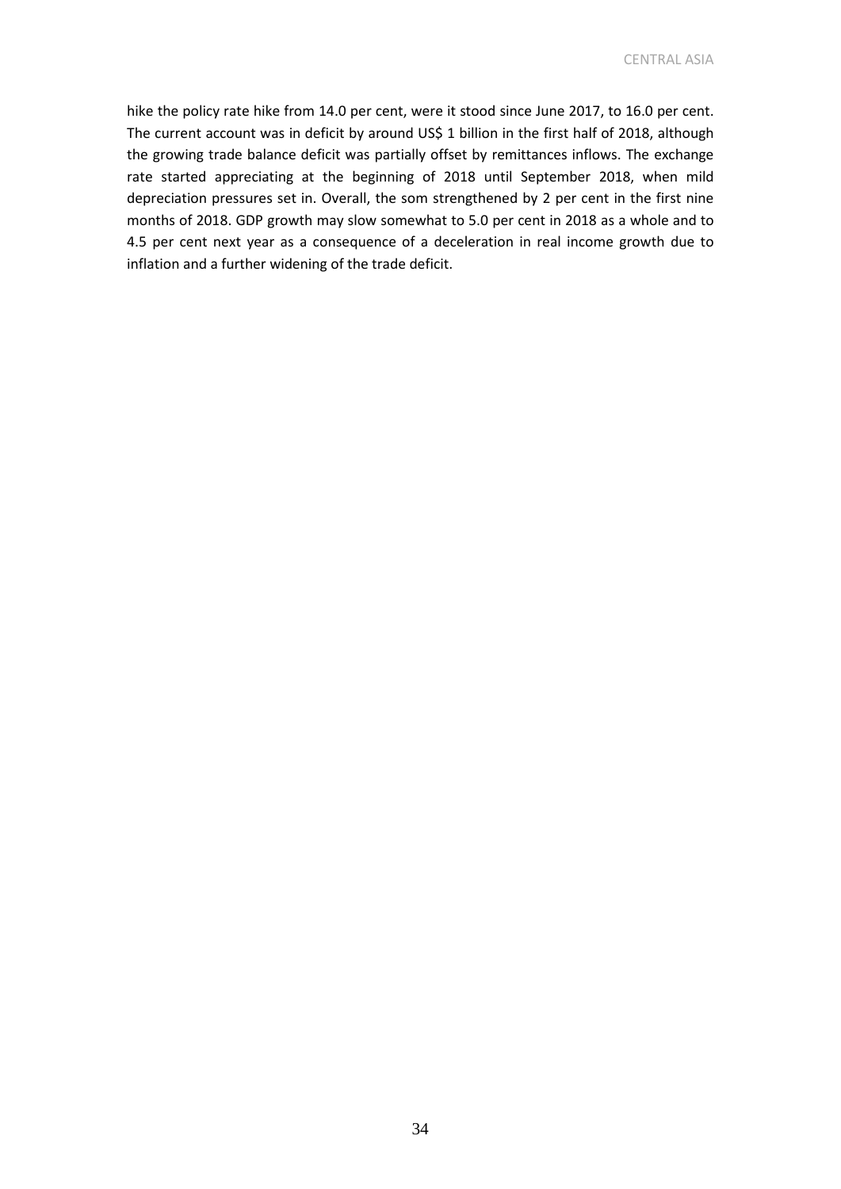hike the policy rate hike from 14.0 per cent, were it stood since June 2017, to 16.0 per cent. The current account was in deficit by around US$ 1 billion in the first half of 2018, although the growing trade balance deficit was partially offset by remittances inflows. The exchange rate started appreciating at the beginning of 2018 until September 2018, when mild depreciation pressures set in. Overall, the som strengthened by 2 per cent in the first nine months of 2018. GDP growth may slow somewhat to 5.0 per cent in 2018 as a whole and to 4.5 per cent next year as a consequence of a deceleration in real income growth due to inflation and a further widening of the trade deficit.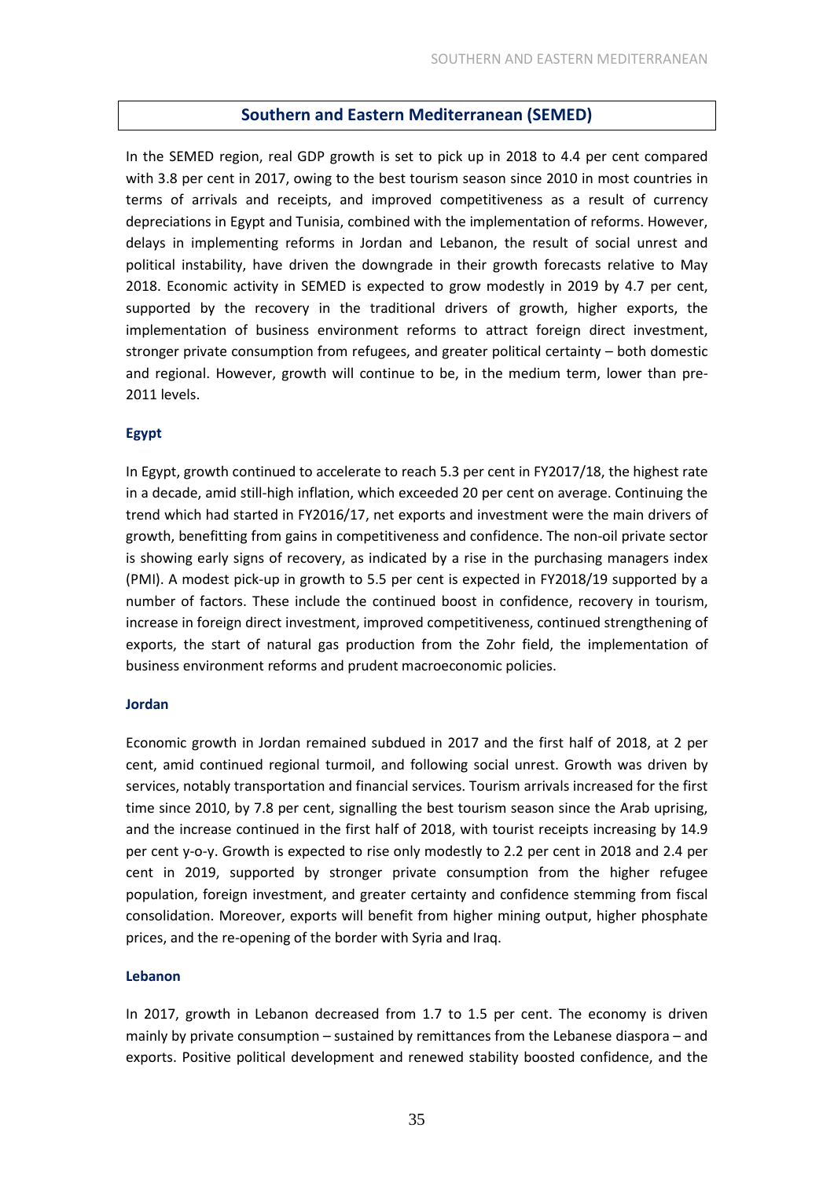## Southern and Eastern Mediterranean (SEMED)

In the SEMED region, real GDP growth is set to pick up in 2018 to 4.4 per cent compared with 3.8 per cent in 2017, owing to the best tourism season since 2010 in most countries in terms of arrivals and receipts, and improved competitiveness as a result of currency depreciations in Egypt and Tunisia, combined with the implementation of reforms. However, delays in implementing reforms in Jordan and Lebanon, the result of social unrest and political instability, have driven the downgrade in their growth forecasts relative to May 2018. Economic activity in SEMED is expected to grow modestly in 2019 by 4.7 per cent, supported by the recovery in the traditional drivers of growth, higher exports, the implementation of business environment reforms to attract foreign direct investment, stronger private consumption from refugees, and greater political certainty – both domestic and regional. However, growth will continue to be, in the medium term, lower than pre-2011 levels.

### Egypt

In Egypt, growth continued to accelerate to reach 5.3 per cent in FY2017/18, the highest rate in a decade, amid still-high inflation, which exceeded 20 per cent on average. Continuing the trend which had started in FY2016/17, net exports and investment were the main drivers of growth, benefitting from gains in competitiveness and confidence. The non-oil private sector is showing early signs of recovery, as indicated by a rise in the purchasing managers index (PMI). A modest pick-up in growth to 5.5 per cent is expected in FY2018/19 supported by a number of factors. These include the continued boost in confidence, recovery in tourism, increase in foreign direct investment, improved competitiveness, continued strengthening of exports, the start of natural gas production from the Zohr field, the implementation of business environment reforms and prudent macroeconomic policies.

### Jordan

Economic growth in Jordan remained subdued in 2017 and the first half of 2018, at 2 per cent, amid continued regional turmoil, and following social unrest. Growth was driven by services, notably transportation and financial services. Tourism arrivals increased for the first time since 2010, by 7.8 per cent, signalling the best tourism season since the Arab uprising, and the increase continued in the first half of 2018, with tourist receipts increasing by 14.9 per cent y-o-y. Growth is expected to rise only modestly to 2.2 per cent in 2018 and 2.4 per cent in 2019, supported by stronger private consumption from the higher refugee population, foreign investment, and greater certainty and confidence stemming from fiscal consolidation. Moreover, exports will benefit from higher mining output, higher phosphate prices, and the re-opening of the border with Syria and Iraq.

### Lebanon

In 2017, growth in Lebanon decreased from 1.7 to 1.5 per cent. The economy is driven mainly by private consumption – sustained by remittances from the Lebanese diaspora – and exports. Positive political development and renewed stability boosted confidence, and the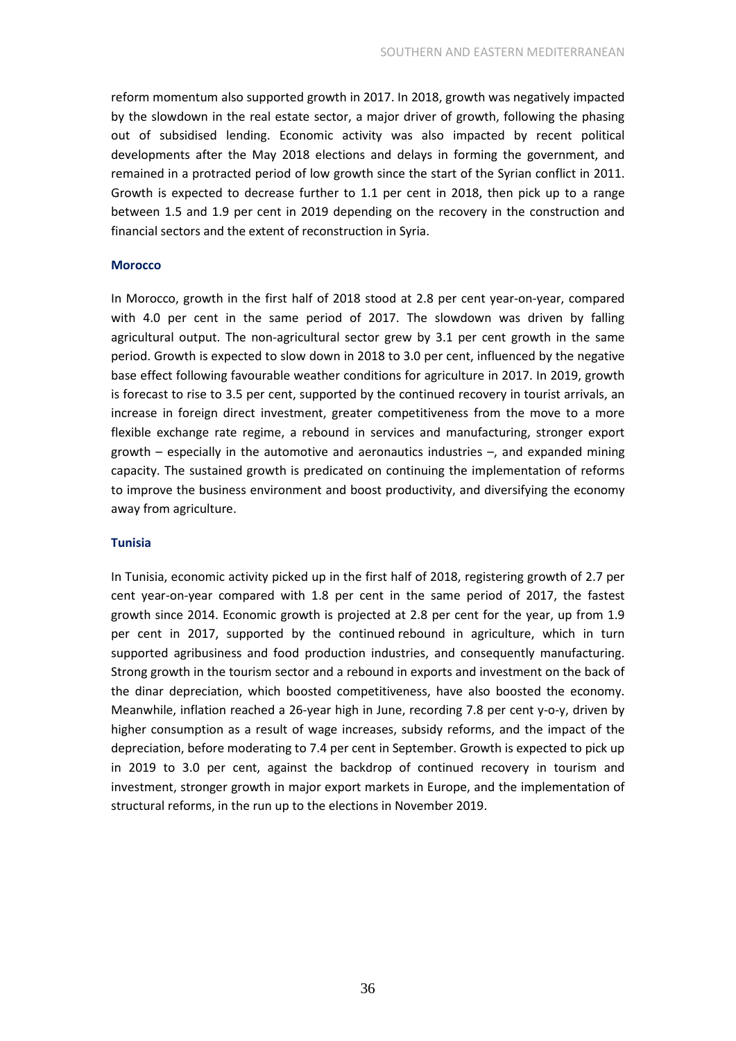reform momentum also supported growth in 2017. In 2018, growth was negatively impacted by the slowdown in the real estate sector, a major driver of growth, following the phasing out of subsidised lending. Economic activity was also impacted by recent political developments after the May 2018 elections and delays in forming the government, and remained in a protracted period of low growth since the start of the Syrian conflict in 2011. Growth is expected to decrease further to 1.1 per cent in 2018, then pick up to a range between 1.5 and 1.9 per cent in 2019 depending on the recovery in the construction and financial sectors and the extent of reconstruction in Syria.

### Morocco

In Morocco, growth in the first half of 2018 stood at 2.8 per cent year-on-year, compared with 4.0 per cent in the same period of 2017. The slowdown was driven by falling agricultural output. The non-agricultural sector grew by 3.1 per cent growth in the same period. Growth is expected to slow down in 2018 to 3.0 per cent, influenced by the negative base effect following favourable weather conditions for agriculture in 2017. In 2019, growth is forecast to rise to 3.5 per cent, supported by the continued recovery in tourist arrivals, an increase in foreign direct investment, greater competitiveness from the move to a more flexible exchange rate regime, a rebound in services and manufacturing, stronger export growth – especially in the automotive and aeronautics industries –, and expanded mining capacity. The sustained growth is predicated on continuing the implementation of reforms to improve the business environment and boost productivity, and diversifying the economy away from agriculture.

### Tunisia

In Tunisia, economic activity picked up in the first half of 2018, registering growth of 2.7 per cent year-on-year compared with 1.8 per cent in the same period of 2017, the fastest growth since 2014. Economic growth is projected at 2.8 per cent for the year, up from 1.9 per cent in 2017, supported by the continued rebound in agriculture, which in turn supported agribusiness and food production industries, and consequently manufacturing. Strong growth in the tourism sector and a rebound in exports and investment on the back of the dinar depreciation, which boosted competitiveness, have also boosted the economy. Meanwhile, inflation reached a 26-year high in June, recording 7.8 per cent y-o-y, driven by higher consumption as a result of wage increases, subsidy reforms, and the impact of the depreciation, before moderating to 7.4 per cent in September. Growth is expected to pick up in 2019 to 3.0 per cent, against the backdrop of continued recovery in tourism and investment, stronger growth in major export markets in Europe, and the implementation of structural reforms, in the run up to the elections in November 2019.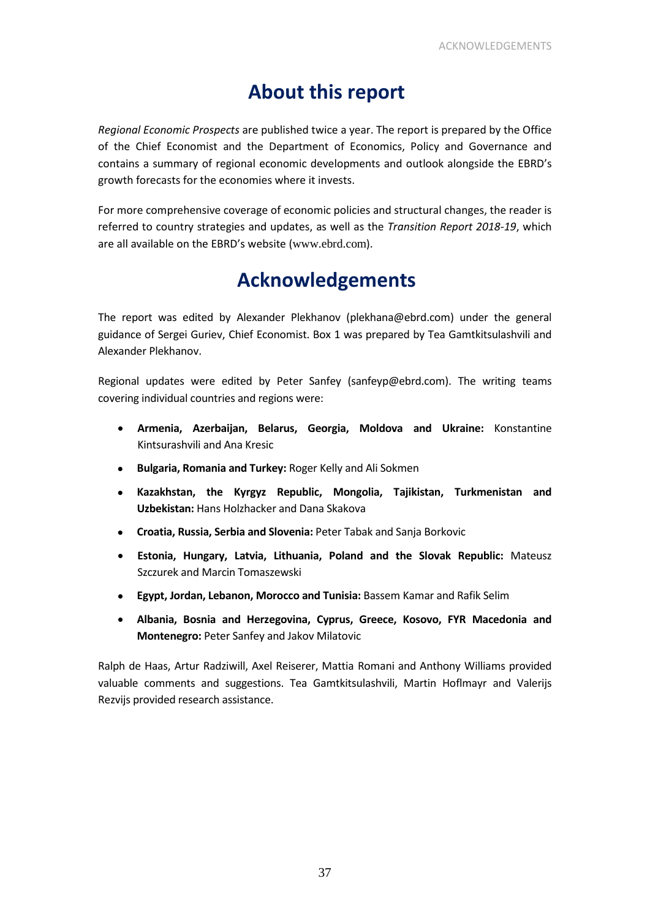# About this report

*Regional Economic Prospects* are published twice a year. The report is prepared by the Office of the Chief Economist and the Department of Economics, Policy and Governance and contains a summary of regional economic developments and outlook alongside the EBRD's growth forecasts for the economies where it invests.

For more comprehensive coverage of economic policies and structural changes, the reader is referred to country strategies and updates, as well as the *Transition Report 2018-19*, which are all available on the EBRD's website (www.ebrd.com).

# Acknowledgements

The report was edited by Alexander Plekhanov (plekhana@ebrd.com) under the general guidance of Sergei Guriev, Chief Economist. Box 1 was prepared by Tea Gamtkitsulashvili and Alexander Plekhanov.

Regional updates were edited by Peter Sanfey (sanfeyp@ebrd.com). The writing teams covering individual countries and regions were:

- **Armenia, Azerbaijan, Belarus, Georgia, Moldova and Ukraine:** Konstantine Kintsurashvili and Ana Kresic
- **Bulgaria, Romania and Turkey:** Roger Kelly and Ali Sokmen
- **Kazakhstan, the Kyrgyz Republic, Mongolia, Tajikistan, Turkmenistan and Uzbekistan:** Hans Holzhacker and Dana Skakova
- **Croatia, Russia, Serbia and Slovenia:** Peter Tabak and Sanja Borkovic
- **Estonia, Hungary, Latvia, Lithuania, Poland and the Slovak Republic:** Mateusz Szczurek and Marcin Tomaszewski
- **Egypt, Jordan, Lebanon, Morocco and Tunisia:** Bassem Kamar and Rafik Selim
- **Albania, Bosnia and Herzegovina, Cyprus, Greece, Kosovo, FYR Macedonia and Montenegro:** Peter Sanfey and Jakov Milatovic

Ralph de Haas, Artur Radziwill, Axel Reiserer, Mattia Romani and Anthony Williams provided valuable comments and suggestions. Tea Gamtkitsulashvili, Martin Hoflmayr and Valerijs Rezvijs provided research assistance.